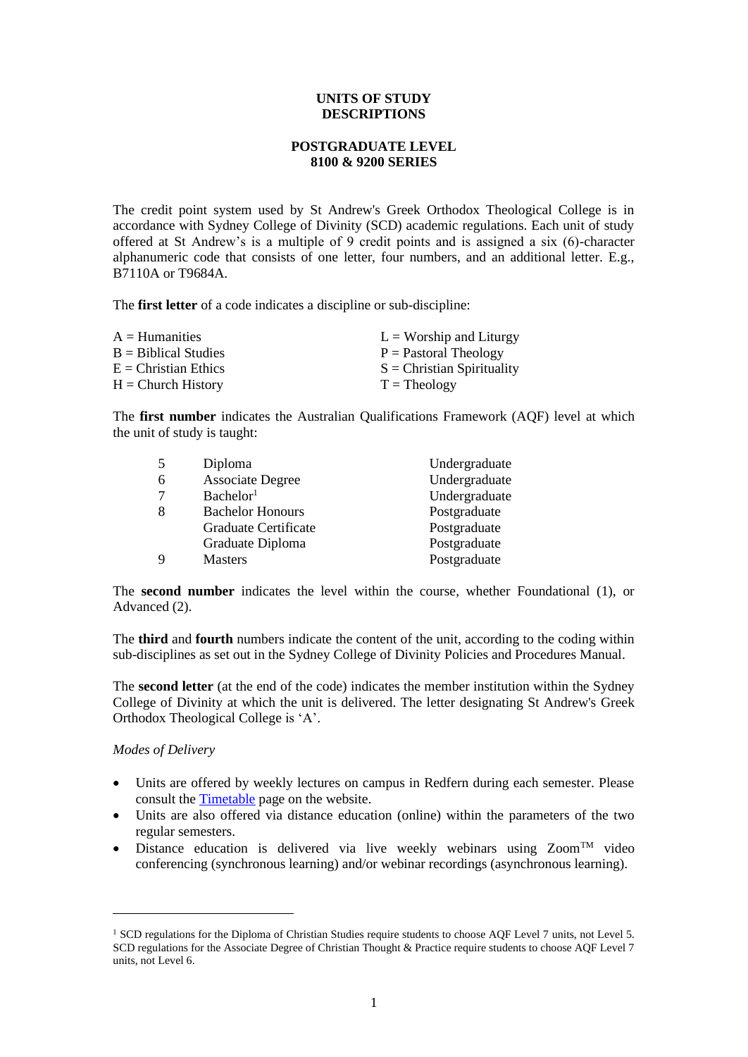# UNITS OF STUDY DESCRIPTIONS

## POSTGRADUATE LEVEL 8100 & 9200 SERIES

The credit point system used by St Andrew's Greek Orthodox Theological College is in accordance with Sydney College of Divinity (SCD) academic regulations. Each unit of study offered at St Andrew's is a multiple of 9 credit points and is assigned a six (6)-character alphanumeric code that consists of one letter, four numbers, and an additional letter. E.g., B7110A or T9684A.

The **first letter** of a code indicates a discipline or sub-discipline:

| | |
|---|---|
| A = Humanities | L = Worship and Liturgy |
| B = Biblical Studies | P = Pastoral Theology |
| E = Christian Ethics | S = Christian Spirituality |
| H = Church History | T = Theology |

The **first number** indicates the Australian Qualifications Framework (AQF) level at which the unit of study is taught:

| | | |
|---|---|---|
| 5 | Diploma | Undergraduate |
| 6 | Associate Degree | Undergraduate |
| 7 | Bachelor[1] | Undergraduate |
| 8 | Bachelor Honours | Postgraduate |
| | Graduate Certificate | Postgraduate |
| | Graduate Diploma | Postgraduate |
| 9 | Masters | Postgraduate |

The **second number** indicates the level within the course, whether Foundational (1), or Advanced (2).

The **third** and **fourth** numbers indicate the content of the unit, according to the coding within sub-disciplines as set out in the Sydney College of Divinity Policies and Procedures Manual.

The **second letter** (at the end of the code) indicates the member institution within the Sydney College of Divinity at which the unit is delivered. The letter designating St Andrew's Greek Orthodox Theological College is 'A'.

*Modes of Delivery*

- Units are offered by weekly lectures on campus in Redfern during each semester. Please consult the [Timetable] page on the website.
- Units are also offered via distance education (online) within the parameters of the two regular semesters.
- Distance education is delivered via live weekly webinars using Zoom™ video conferencing (synchronous learning) and/or webinar recordings (asynchronous learning).

---

[1] SCD regulations for the Diploma of Christian Studies require students to choose AQF Level 7 units, not Level 5. SCD regulations for the Associate Degree of Christian Thought & Practice require students to choose AQF Level 7 units, not Level 6.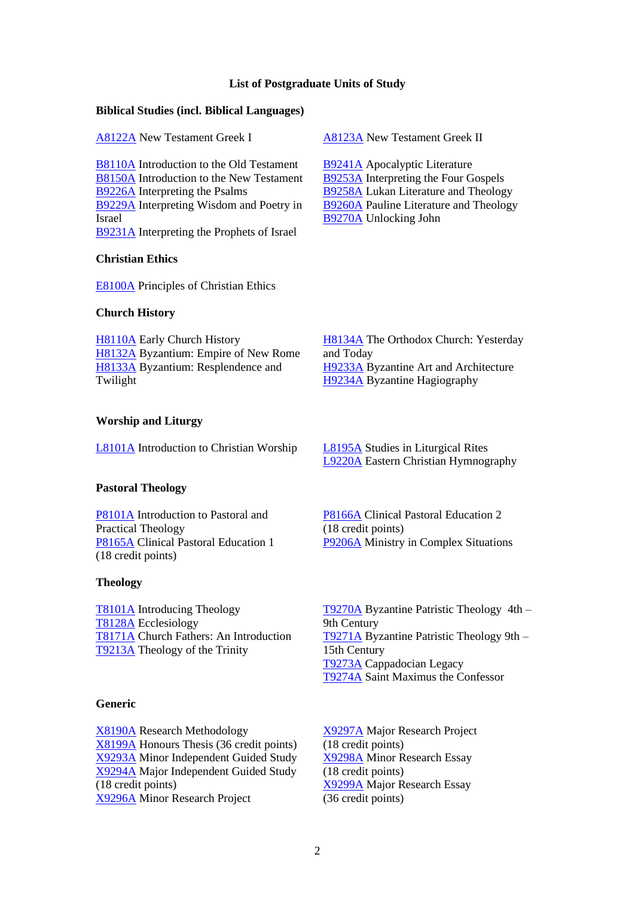# List of Postgraduate Units of Study

## Biblical Studies (incl. Biblical Languages)

A8122A New Testament Greek I

A8123A New Testament Greek II

B8110A Introduction to the Old Testament
B8150A Introduction to the New Testament
B9226A Interpreting the Psalms
B9229A Interpreting Wisdom and Poetry in Israel
B9231A Interpreting the Prophets of Israel
B9241A Apocalyptic Literature
B9253A Interpreting the Four Gospels
B9258A Lukan Literature and Theology
B9260A Pauline Literature and Theology
B9270A Unlocking John

## Christian Ethics

E8100A Principles of Christian Ethics

## Church History

H8110A Early Church History
H8132A Byzantium: Empire of New Rome
H8133A Byzantium: Resplendence and Twilight
H8134A The Orthodox Church: Yesterday and Today
H9233A Byzantine Art and Architecture
H9234A Byzantine Hagiography

## Worship and Liturgy

L8101A Introduction to Christian Worship
L8195A Studies in Liturgical Rites
L9220A Eastern Christian Hymnography

## Pastoral Theology

P8101A Introduction to Pastoral and Practical Theology
P8165A Clinical Pastoral Education 1 (18 credit points)
P8166A Clinical Pastoral Education 2 (18 credit points)
P9206A Ministry in Complex Situations

## Theology

T8101A Introducing Theology
T8128A Ecclesiology
T8171A Church Fathers: An Introduction
T9213A Theology of the Trinity
T9270A Byzantine Patristic Theology 4th – 9th Century
T9271A Byzantine Patristic Theology 9th – 15th Century
T9273A Cappadocian Legacy
T9274A Saint Maximus the Confessor

## Generic

X8190A Research Methodology
X8199A Honours Thesis (36 credit points)
X9293A Minor Independent Guided Study
X9294A Major Independent Guided Study (18 credit points)
X9296A Minor Research Project
X9297A Major Research Project (18 credit points)
X9298A Minor Research Essay (18 credit points)
X9299A Major Research Essay (36 credit points)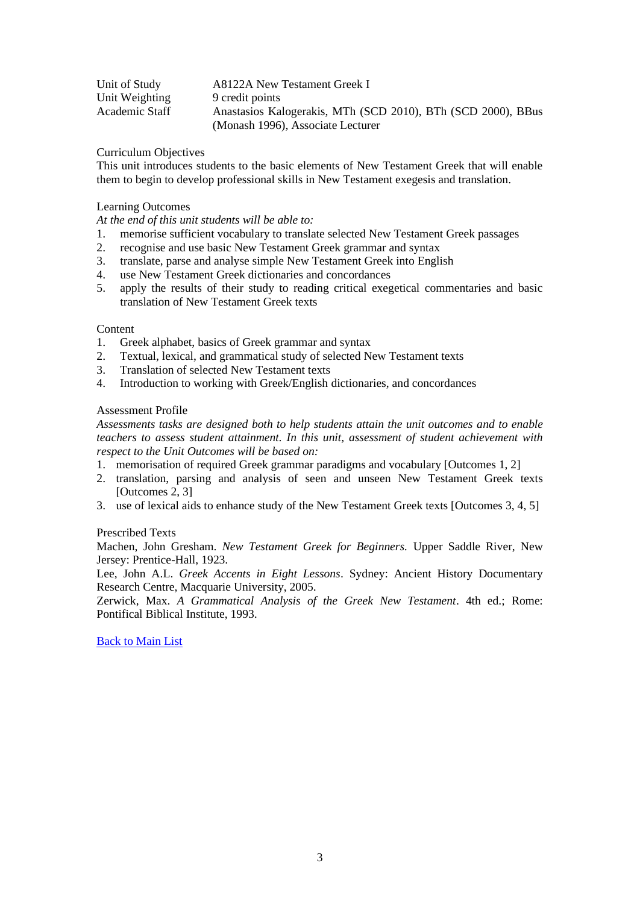| | |
|---|---|
| Unit of Study | A8122A New Testament Greek I |
| Unit Weighting | 9 credit points |
| Academic Staff | Anastasios Kalogerakis, MTh (SCD 2010), BTh (SCD 2000), BBus (Monash 1996), Associate Lecturer |

Curriculum Objectives

This unit introduces students to the basic elements of New Testament Greek that will enable them to begin to develop professional skills in New Testament exegesis and translation.

Learning Outcomes

*At the end of this unit students will be able to:*

1. memorise sufficient vocabulary to translate selected New Testament Greek passages
2. recognise and use basic New Testament Greek grammar and syntax
3. translate, parse and analyse simple New Testament Greek into English
4. use New Testament Greek dictionaries and concordances
5. apply the results of their study to reading critical exegetical commentaries and basic translation of New Testament Greek texts

Content

1. Greek alphabet, basics of Greek grammar and syntax
2. Textual, lexical, and grammatical study of selected New Testament texts
3. Translation of selected New Testament texts
4. Introduction to working with Greek/English dictionaries, and concordances

Assessment Profile

*Assessments tasks are designed both to help students attain the unit outcomes and to enable teachers to assess student attainment. In this unit, assessment of student achievement with respect to the Unit Outcomes will be based on:*

1. memorisation of required Greek grammar paradigms and vocabulary [Outcomes 1, 2]
2. translation, parsing and analysis of seen and unseen New Testament Greek texts [Outcomes 2, 3]
3. use of lexical aids to enhance study of the New Testament Greek texts [Outcomes 3, 4, 5]

Prescribed Texts

Machen, John Gresham. *New Testament Greek for Beginners*. Upper Saddle River, New Jersey: Prentice-Hall, 1923.

Lee, John A.L. *Greek Accents in Eight Lessons*. Sydney: Ancient History Documentary Research Centre, Macquarie University, 2005.

Zerwick, Max. *A Grammatical Analysis of the Greek New Testament*. 4th ed.; Rome: Pontifical Biblical Institute, 1993.

Back to Main List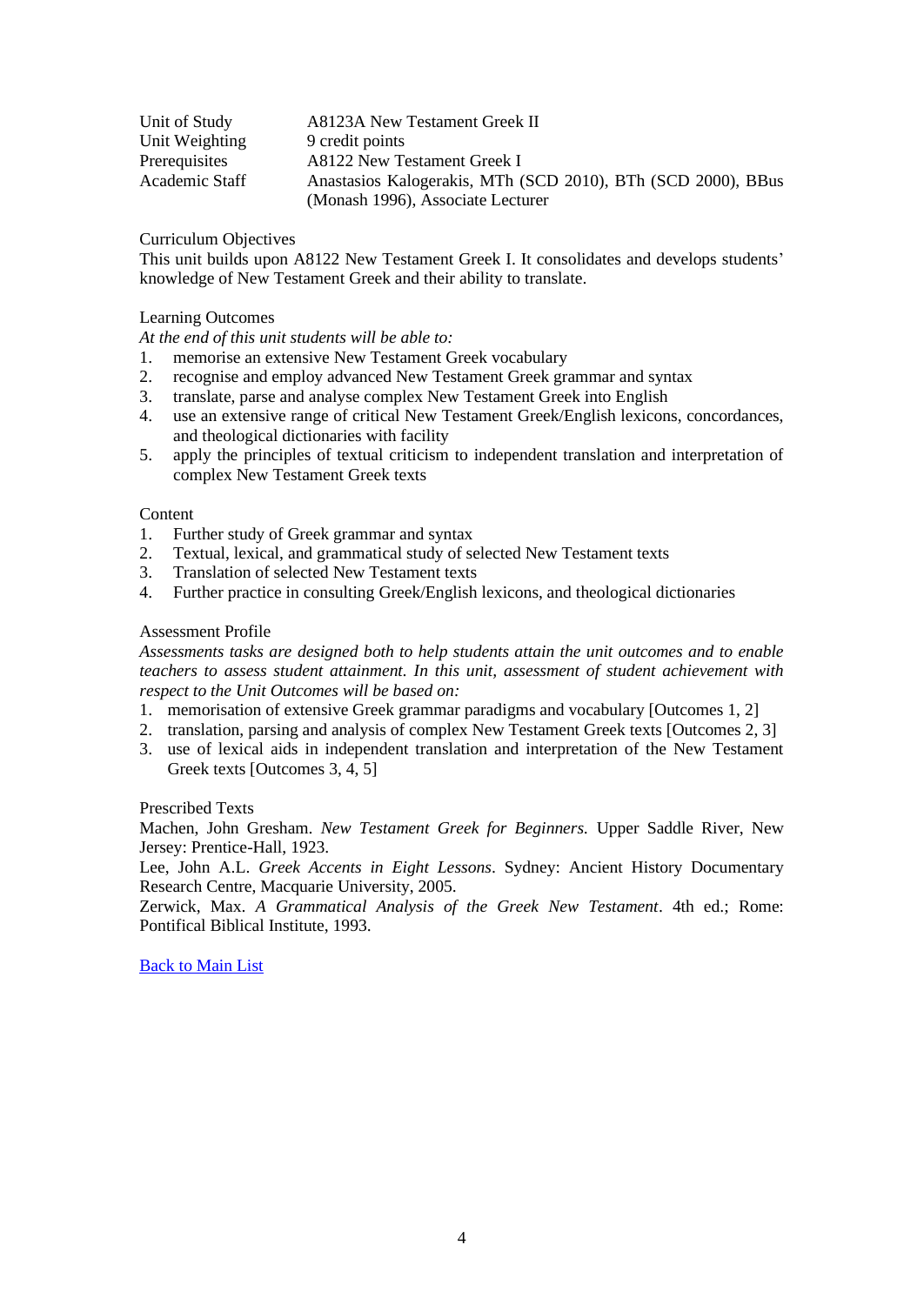| | |
|---|---|
| Unit of Study | A8123A New Testament Greek II |
| Unit Weighting | 9 credit points |
| Prerequisites | A8122 New Testament Greek I |
| Academic Staff | Anastasios Kalogerakis, MTh (SCD 2010), BTh (SCD 2000), BBus (Monash 1996), Associate Lecturer |

Curriculum Objectives

This unit builds upon A8122 New Testament Greek I. It consolidates and develops students' knowledge of New Testament Greek and their ability to translate.

Learning Outcomes

*At the end of this unit students will be able to:*

1. memorise an extensive New Testament Greek vocabulary
2. recognise and employ advanced New Testament Greek grammar and syntax
3. translate, parse and analyse complex New Testament Greek into English
4. use an extensive range of critical New Testament Greek/English lexicons, concordances, and theological dictionaries with facility
5. apply the principles of textual criticism to independent translation and interpretation of complex New Testament Greek texts

Content

1. Further study of Greek grammar and syntax
2. Textual, lexical, and grammatical study of selected New Testament texts
3. Translation of selected New Testament texts
4. Further practice in consulting Greek/English lexicons, and theological dictionaries

Assessment Profile

*Assessments tasks are designed both to help students attain the unit outcomes and to enable teachers to assess student attainment. In this unit, assessment of student achievement with respect to the Unit Outcomes will be based on:*

1. memorisation of extensive Greek grammar paradigms and vocabulary [Outcomes 1, 2]
2. translation, parsing and analysis of complex New Testament Greek texts [Outcomes 2, 3]
3. use of lexical aids in independent translation and interpretation of the New Testament Greek texts [Outcomes 3, 4, 5]

Prescribed Texts

Machen, John Gresham. *New Testament Greek for Beginners.* Upper Saddle River, New Jersey: Prentice-Hall, 1923.

Lee, John A.L. *Greek Accents in Eight Lessons*. Sydney: Ancient History Documentary Research Centre, Macquarie University, 2005.

Zerwick, Max. *A Grammatical Analysis of the Greek New Testament*. 4th ed.; Rome: Pontifical Biblical Institute, 1993.

Back to Main List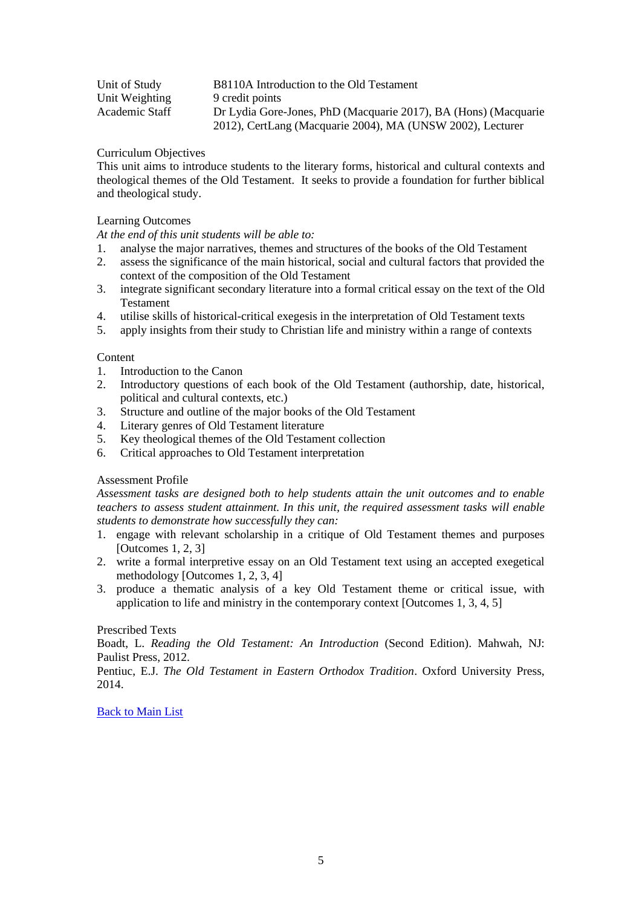| | |
|---|---|
| Unit of Study | B8110A Introduction to the Old Testament |
| Unit Weighting | 9 credit points |
| Academic Staff | Dr Lydia Gore-Jones, PhD (Macquarie 2017), BA (Hons) (Macquarie 2012), CertLang (Macquarie 2004), MA (UNSW 2002), Lecturer |

Curriculum Objectives

This unit aims to introduce students to the literary forms, historical and cultural contexts and theological themes of the Old Testament. It seeks to provide a foundation for further biblical and theological study.

Learning Outcomes

*At the end of this unit students will be able to:*

1. analyse the major narratives, themes and structures of the books of the Old Testament
2. assess the significance of the main historical, social and cultural factors that provided the context of the composition of the Old Testament
3. integrate significant secondary literature into a formal critical essay on the text of the Old Testament
4. utilise skills of historical-critical exegesis in the interpretation of Old Testament texts
5. apply insights from their study to Christian life and ministry within a range of contexts

Content

1. Introduction to the Canon
2. Introductory questions of each book of the Old Testament (authorship, date, historical, political and cultural contexts, etc.)
3. Structure and outline of the major books of the Old Testament
4. Literary genres of Old Testament literature
5. Key theological themes of the Old Testament collection
6. Critical approaches to Old Testament interpretation

Assessment Profile

*Assessment tasks are designed both to help students attain the unit outcomes and to enable teachers to assess student attainment. In this unit, the required assessment tasks will enable students to demonstrate how successfully they can:*

1. engage with relevant scholarship in a critique of Old Testament themes and purposes [Outcomes 1, 2, 3]
2. write a formal interpretive essay on an Old Testament text using an accepted exegetical methodology [Outcomes 1, 2, 3, 4]
3. produce a thematic analysis of a key Old Testament theme or critical issue, with application to life and ministry in the contemporary context [Outcomes 1, 3, 4, 5]

Prescribed Texts

Boadt, L. *Reading the Old Testament: An Introduction* (Second Edition). Mahwah, NJ: Paulist Press, 2012.

Pentiuc, E.J. *The Old Testament in Eastern Orthodox Tradition*. Oxford University Press, 2014.

Back to Main List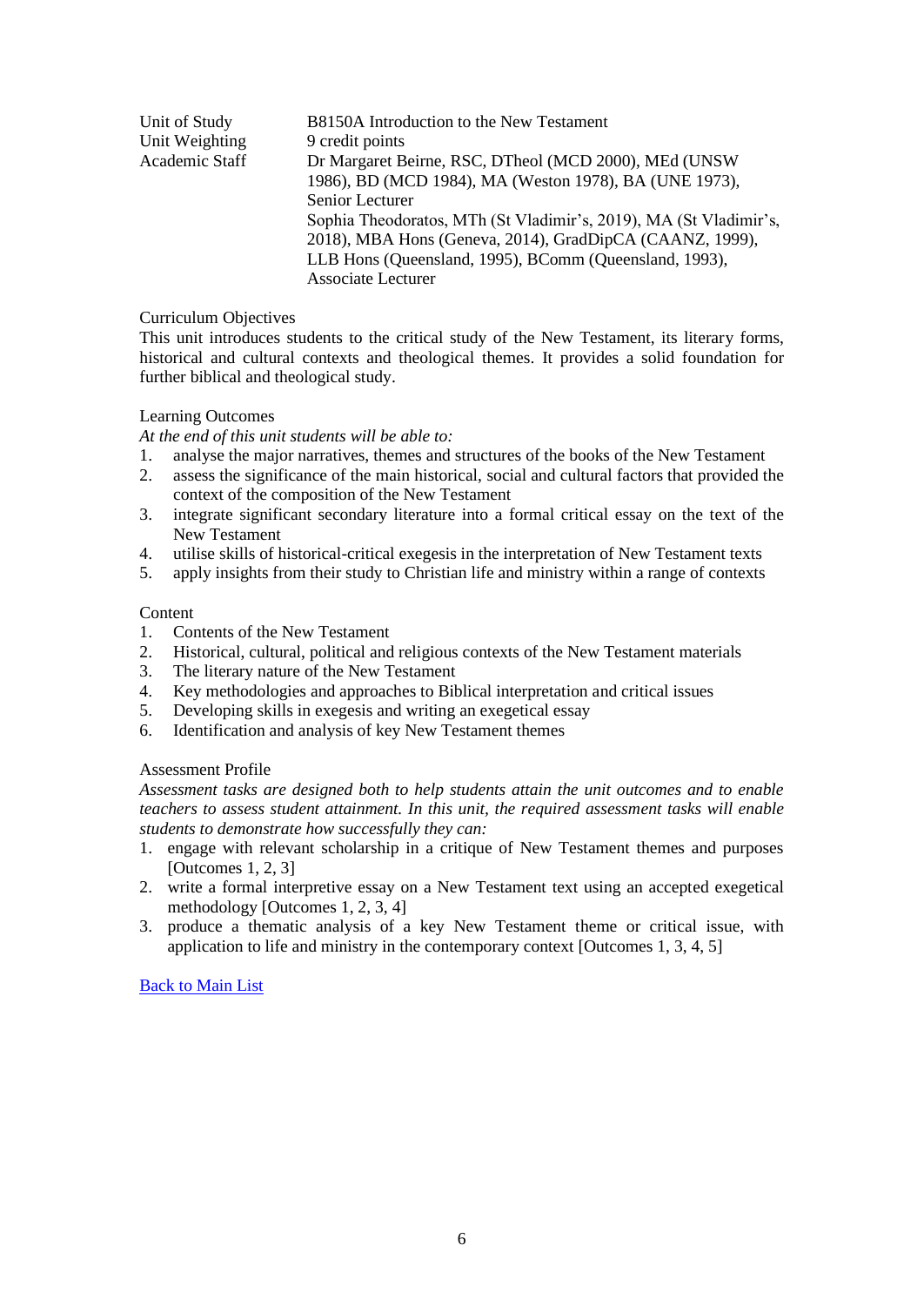| | |
|---|---|
| Unit of Study | B8150A Introduction to the New Testament |
| Unit Weighting | 9 credit points |
| Academic Staff | Dr Margaret Beirne, RSC, DTheol (MCD 2000), MEd (UNSW 1986), BD (MCD 1984), MA (Weston 1978), BA (UNE 1973), Senior Lecturer<br>Sophia Theodoratos, MTh (St Vladimir's, 2019), MA (St Vladimir's, 2018), MBA Hons (Geneva, 2014), GradDipCA (CAANZ, 1999), LLB Hons (Queensland, 1995), BComm (Queensland, 1993), Associate Lecturer |

Curriculum Objectives

This unit introduces students to the critical study of the New Testament, its literary forms, historical and cultural contexts and theological themes. It provides a solid foundation for further biblical and theological study.

Learning Outcomes

*At the end of this unit students will be able to:*

1. analyse the major narratives, themes and structures of the books of the New Testament
2. assess the significance of the main historical, social and cultural factors that provided the context of the composition of the New Testament
3. integrate significant secondary literature into a formal critical essay on the text of the New Testament
4. utilise skills of historical-critical exegesis in the interpretation of New Testament texts
5. apply insights from their study to Christian life and ministry within a range of contexts

Content

1. Contents of the New Testament
2. Historical, cultural, political and religious contexts of the New Testament materials
3. The literary nature of the New Testament
4. Key methodologies and approaches to Biblical interpretation and critical issues
5. Developing skills in exegesis and writing an exegetical essay
6. Identification and analysis of key New Testament themes

Assessment Profile

*Assessment tasks are designed both to help students attain the unit outcomes and to enable teachers to assess student attainment. In this unit, the required assessment tasks will enable students to demonstrate how successfully they can:*

1. engage with relevant scholarship in a critique of New Testament themes and purposes [Outcomes 1, 2, 3]
2. write a formal interpretive essay on a New Testament text using an accepted exegetical methodology [Outcomes 1, 2, 3, 4]
3. produce a thematic analysis of a key New Testament theme or critical issue, with application to life and ministry in the contemporary context [Outcomes 1, 3, 4, 5]

Back to Main List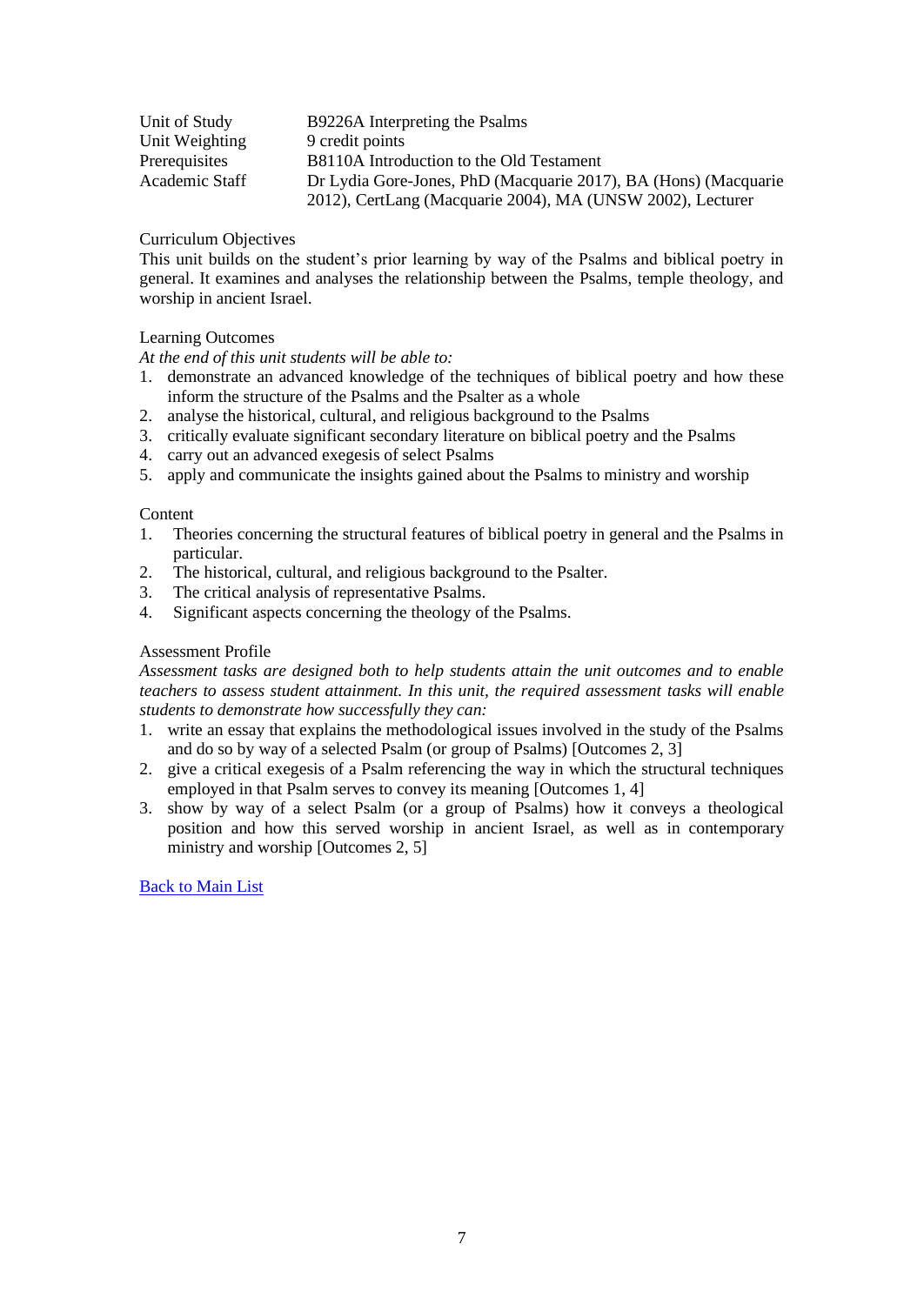| | |
|---|---|
| Unit of Study | B9226A Interpreting the Psalms |
| Unit Weighting | 9 credit points |
| Prerequisites | B8110A Introduction to the Old Testament |
| Academic Staff | Dr Lydia Gore-Jones, PhD (Macquarie 2017), BA (Hons) (Macquarie 2012), CertLang (Macquarie 2004), MA (UNSW 2002), Lecturer |

Curriculum Objectives

This unit builds on the student's prior learning by way of the Psalms and biblical poetry in general. It examines and analyses the relationship between the Psalms, temple theology, and worship in ancient Israel.

Learning Outcomes

*At the end of this unit students will be able to:*

1. demonstrate an advanced knowledge of the techniques of biblical poetry and how these inform the structure of the Psalms and the Psalter as a whole
2. analyse the historical, cultural, and religious background to the Psalms
3. critically evaluate significant secondary literature on biblical poetry and the Psalms
4. carry out an advanced exegesis of select Psalms
5. apply and communicate the insights gained about the Psalms to ministry and worship

Content

1. Theories concerning the structural features of biblical poetry in general and the Psalms in particular.
2. The historical, cultural, and religious background to the Psalter.
3. The critical analysis of representative Psalms.
4. Significant aspects concerning the theology of the Psalms.

Assessment Profile

*Assessment tasks are designed both to help students attain the unit outcomes and to enable teachers to assess student attainment. In this unit, the required assessment tasks will enable students to demonstrate how successfully they can:*

1. write an essay that explains the methodological issues involved in the study of the Psalms and do so by way of a selected Psalm (or group of Psalms) [Outcomes 2, 3]
2. give a critical exegesis of a Psalm referencing the way in which the structural techniques employed in that Psalm serves to convey its meaning [Outcomes 1, 4]
3. show by way of a select Psalm (or a group of Psalms) how it conveys a theological position and how this served worship in ancient Israel, as well as in contemporary ministry and worship [Outcomes 2, 5]

Back to Main List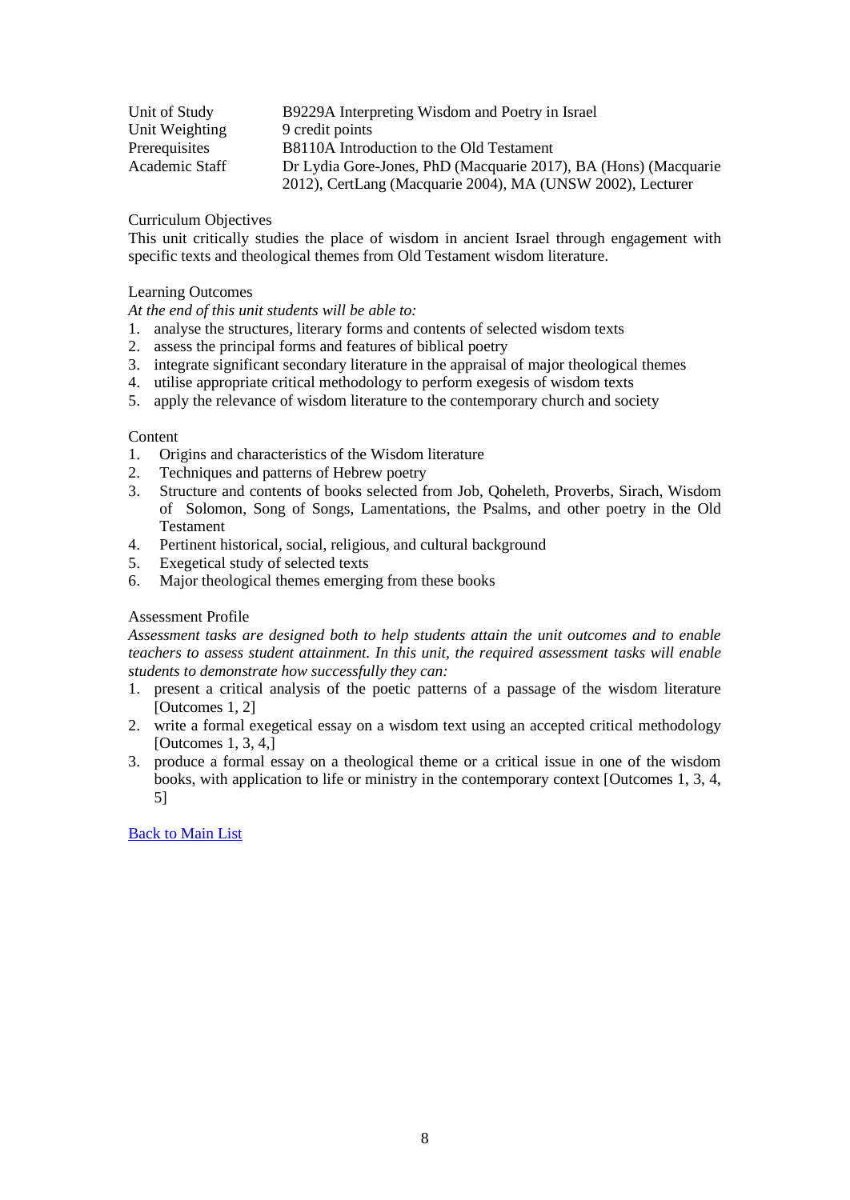| | |
|---|---|
| Unit of Study | B9229A Interpreting Wisdom and Poetry in Israel |
| Unit Weighting | 9 credit points |
| Prerequisites | B8110A Introduction to the Old Testament |
| Academic Staff | Dr Lydia Gore-Jones, PhD (Macquarie 2017), BA (Hons) (Macquarie 2012), CertLang (Macquarie 2004), MA (UNSW 2002), Lecturer |

Curriculum Objectives

This unit critically studies the place of wisdom in ancient Israel through engagement with specific texts and theological themes from Old Testament wisdom literature.

Learning Outcomes

*At the end of this unit students will be able to:*

1. analyse the structures, literary forms and contents of selected wisdom texts
2. assess the principal forms and features of biblical poetry
3. integrate significant secondary literature in the appraisal of major theological themes
4. utilise appropriate critical methodology to perform exegesis of wisdom texts
5. apply the relevance of wisdom literature to the contemporary church and society

Content

1. Origins and characteristics of the Wisdom literature
2. Techniques and patterns of Hebrew poetry
3. Structure and contents of books selected from Job, Qoheleth, Proverbs, Sirach, Wisdom of Solomon, Song of Songs, Lamentations, the Psalms, and other poetry in the Old Testament
4. Pertinent historical, social, religious, and cultural background
5. Exegetical study of selected texts
6. Major theological themes emerging from these books

Assessment Profile

*Assessment tasks are designed both to help students attain the unit outcomes and to enable teachers to assess student attainment. In this unit, the required assessment tasks will enable students to demonstrate how successfully they can:*

1. present a critical analysis of the poetic patterns of a passage of the wisdom literature [Outcomes 1, 2]
2. write a formal exegetical essay on a wisdom text using an accepted critical methodology [Outcomes 1, 3, 4,]
3. produce a formal essay on a theological theme or a critical issue in one of the wisdom books, with application to life or ministry in the contemporary context [Outcomes 1, 3, 4, 5]

Back to Main List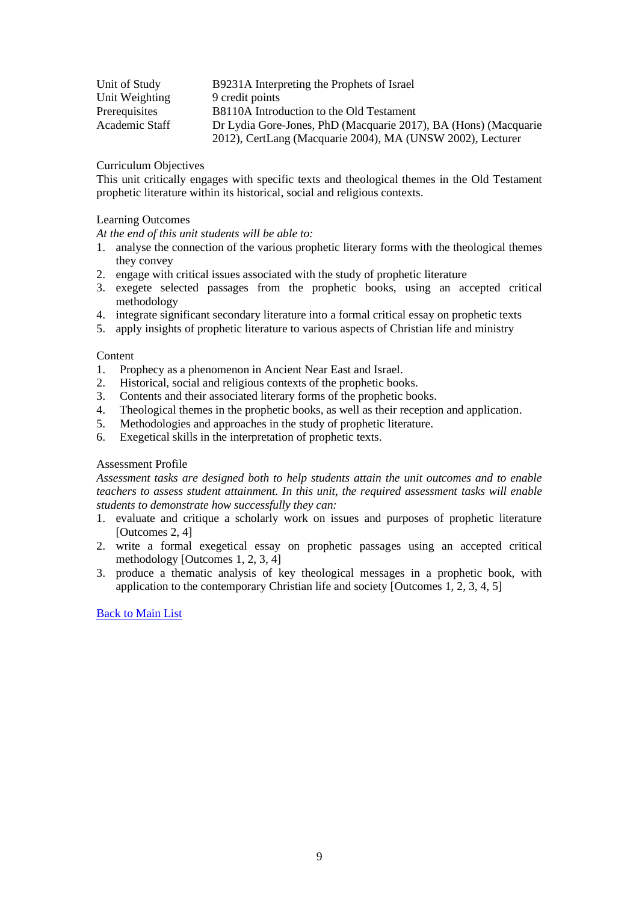| | |
|---|---|
| Unit of Study | B9231A Interpreting the Prophets of Israel |
| Unit Weighting | 9 credit points |
| Prerequisites | B8110A Introduction to the Old Testament |
| Academic Staff | Dr Lydia Gore-Jones, PhD (Macquarie 2017), BA (Hons) (Macquarie 2012), CertLang (Macquarie 2004), MA (UNSW 2002), Lecturer |

Curriculum Objectives

This unit critically engages with specific texts and theological themes in the Old Testament prophetic literature within its historical, social and religious contexts.

Learning Outcomes

*At the end of this unit students will be able to:*

1. analyse the connection of the various prophetic literary forms with the theological themes they convey
2. engage with critical issues associated with the study of prophetic literature
3. exegete selected passages from the prophetic books, using an accepted critical methodology
4. integrate significant secondary literature into a formal critical essay on prophetic texts
5. apply insights of prophetic literature to various aspects of Christian life and ministry

Content

1. Prophecy as a phenomenon in Ancient Near East and Israel.
2. Historical, social and religious contexts of the prophetic books.
3. Contents and their associated literary forms of the prophetic books.
4. Theological themes in the prophetic books, as well as their reception and application.
5. Methodologies and approaches in the study of prophetic literature.
6. Exegetical skills in the interpretation of prophetic texts.

Assessment Profile

*Assessment tasks are designed both to help students attain the unit outcomes and to enable teachers to assess student attainment. In this unit, the required assessment tasks will enable students to demonstrate how successfully they can:*

1. evaluate and critique a scholarly work on issues and purposes of prophetic literature [Outcomes 2, 4]
2. write a formal exegetical essay on prophetic passages using an accepted critical methodology [Outcomes 1, 2, 3, 4]
3. produce a thematic analysis of key theological messages in a prophetic book, with application to the contemporary Christian life and society [Outcomes 1, 2, 3, 4, 5]

Back to Main List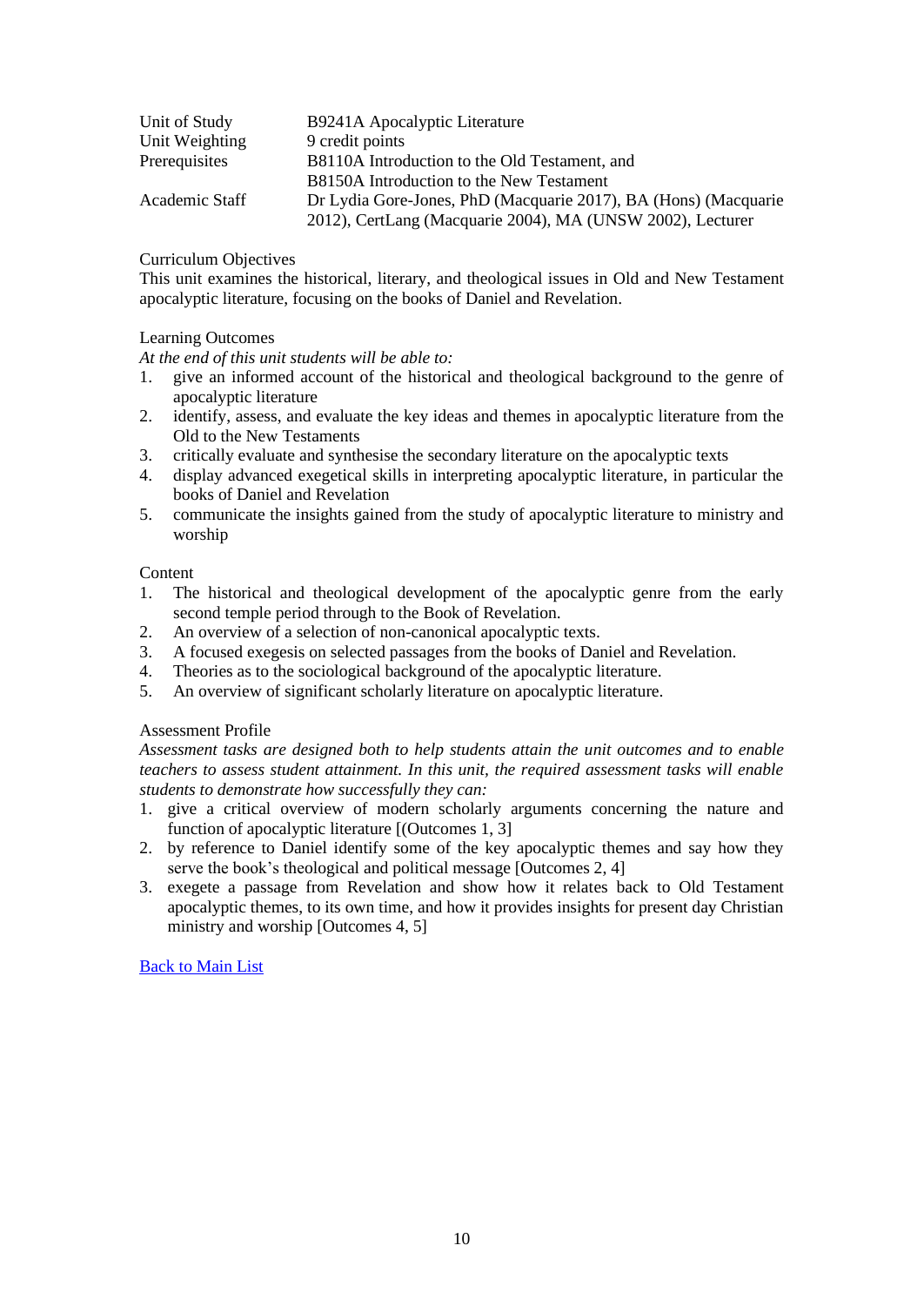| | |
|---|---|
| Unit of Study | B9241A Apocalyptic Literature |
| Unit Weighting | 9 credit points |
| Prerequisites | B8110A Introduction to the Old Testament, and B8150A Introduction to the New Testament |
| Academic Staff | Dr Lydia Gore-Jones, PhD (Macquarie 2017), BA (Hons) (Macquarie 2012), CertLang (Macquarie 2004), MA (UNSW 2002), Lecturer |

Curriculum Objectives

This unit examines the historical, literary, and theological issues in Old and New Testament apocalyptic literature, focusing on the books of Daniel and Revelation.

Learning Outcomes

*At the end of this unit students will be able to:*

1. give an informed account of the historical and theological background to the genre of apocalyptic literature
2. identify, assess, and evaluate the key ideas and themes in apocalyptic literature from the Old to the New Testaments
3. critically evaluate and synthesise the secondary literature on the apocalyptic texts
4. display advanced exegetical skills in interpreting apocalyptic literature, in particular the books of Daniel and Revelation
5. communicate the insights gained from the study of apocalyptic literature to ministry and worship

Content

1. The historical and theological development of the apocalyptic genre from the early second temple period through to the Book of Revelation.
2. An overview of a selection of non-canonical apocalyptic texts.
3. A focused exegesis on selected passages from the books of Daniel and Revelation.
4. Theories as to the sociological background of the apocalyptic literature.
5. An overview of significant scholarly literature on apocalyptic literature.

Assessment Profile

*Assessment tasks are designed both to help students attain the unit outcomes and to enable teachers to assess student attainment. In this unit, the required assessment tasks will enable students to demonstrate how successfully they can:*

1. give a critical overview of modern scholarly arguments concerning the nature and function of apocalyptic literature [(Outcomes 1, 3]
2. by reference to Daniel identify some of the key apocalyptic themes and say how they serve the book's theological and political message [Outcomes 2, 4]
3. exegete a passage from Revelation and show how it relates back to Old Testament apocalyptic themes, to its own time, and how it provides insights for present day Christian ministry and worship [Outcomes 4, 5]

Back to Main List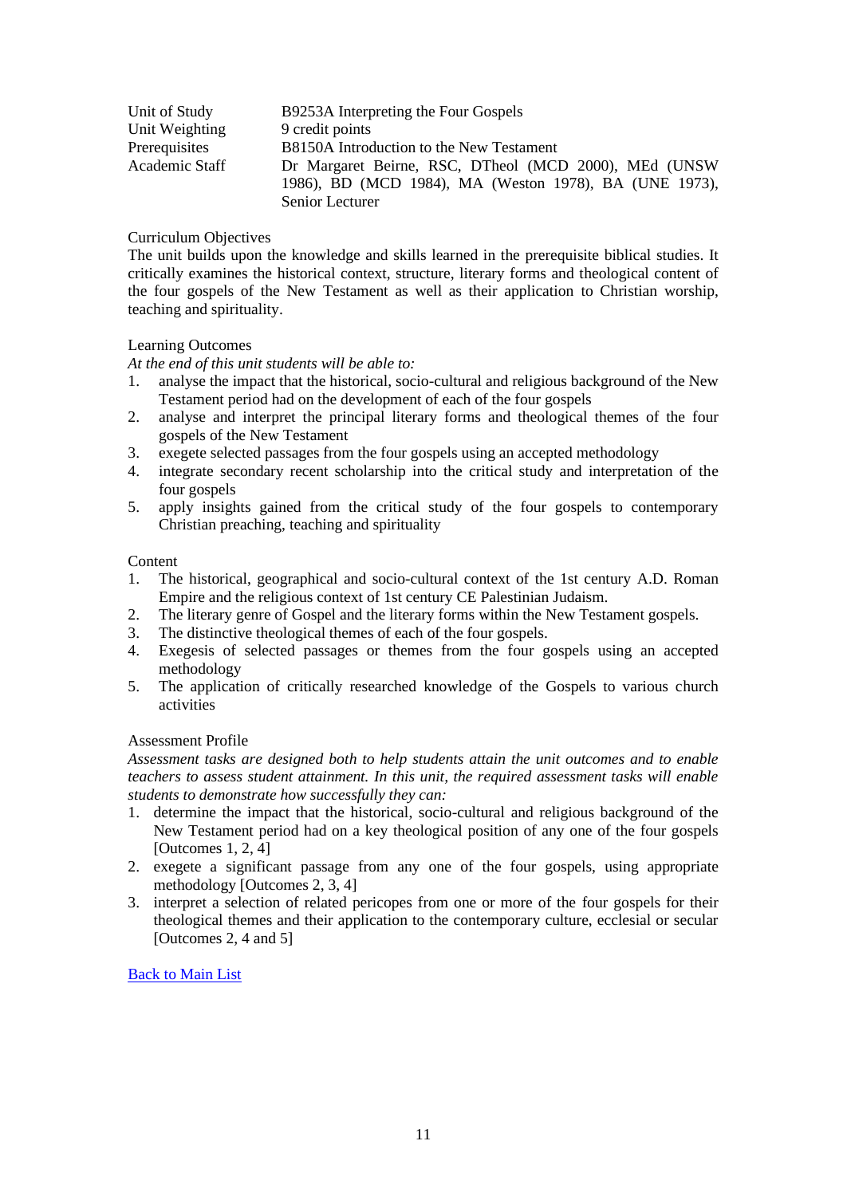| | |
|---|---|
| Unit of Study | B9253A Interpreting the Four Gospels |
| Unit Weighting | 9 credit points |
| Prerequisites | B8150A Introduction to the New Testament |
| Academic Staff | Dr Margaret Beirne, RSC, DTheol (MCD 2000), MEd (UNSW 1986), BD (MCD 1984), MA (Weston 1978), BA (UNE 1973), Senior Lecturer |

Curriculum Objectives

The unit builds upon the knowledge and skills learned in the prerequisite biblical studies. It critically examines the historical context, structure, literary forms and theological content of the four gospels of the New Testament as well as their application to Christian worship, teaching and spirituality.

Learning Outcomes

*At the end of this unit students will be able to:*

1. analyse the impact that the historical, socio-cultural and religious background of the New Testament period had on the development of each of the four gospels
2. analyse and interpret the principal literary forms and theological themes of the four gospels of the New Testament
3. exegete selected passages from the four gospels using an accepted methodology
4. integrate secondary recent scholarship into the critical study and interpretation of the four gospels
5. apply insights gained from the critical study of the four gospels to contemporary Christian preaching, teaching and spirituality

Content

1. The historical, geographical and socio-cultural context of the 1st century A.D. Roman Empire and the religious context of 1st century CE Palestinian Judaism.
2. The literary genre of Gospel and the literary forms within the New Testament gospels.
3. The distinctive theological themes of each of the four gospels.
4. Exegesis of selected passages or themes from the four gospels using an accepted methodology
5. The application of critically researched knowledge of the Gospels to various church activities

Assessment Profile

*Assessment tasks are designed both to help students attain the unit outcomes and to enable teachers to assess student attainment. In this unit, the required assessment tasks will enable students to demonstrate how successfully they can:*

1. determine the impact that the historical, socio-cultural and religious background of the New Testament period had on a key theological position of any one of the four gospels [Outcomes 1, 2, 4]
2. exegete a significant passage from any one of the four gospels, using appropriate methodology [Outcomes 2, 3, 4]
3. interpret a selection of related pericopes from one or more of the four gospels for their theological themes and their application to the contemporary culture, ecclesial or secular [Outcomes 2, 4 and 5]

Back to Main List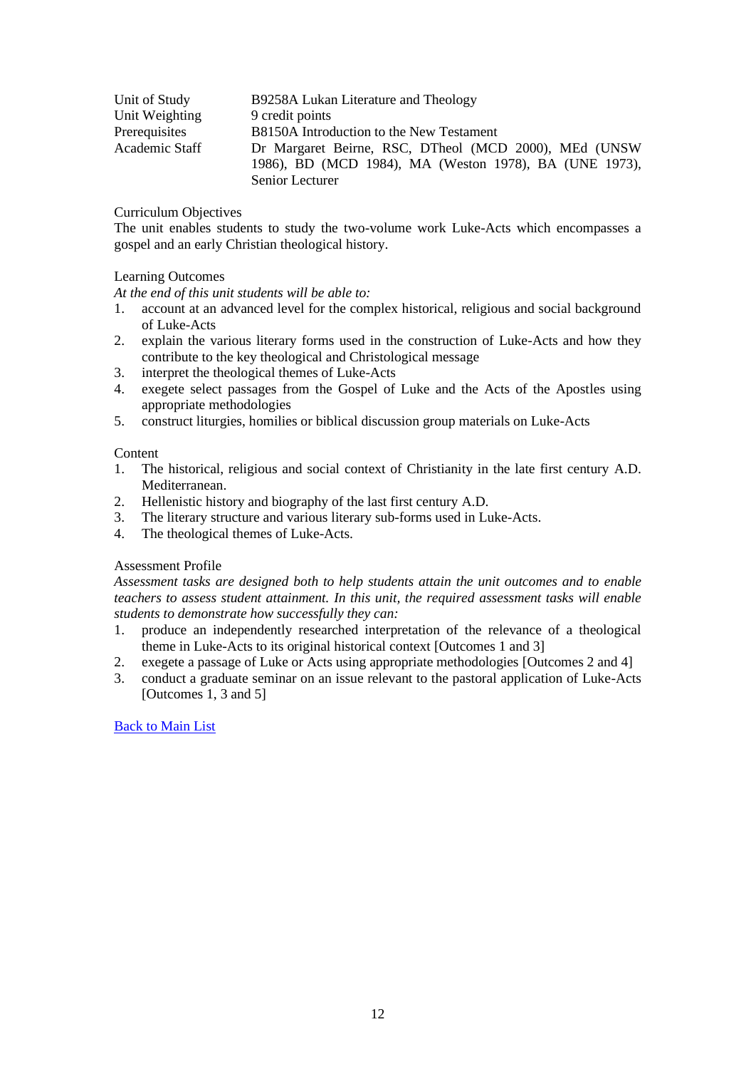| | |
|---|---|
| Unit of Study | B9258A Lukan Literature and Theology |
| Unit Weighting | 9 credit points |
| Prerequisites | B8150A Introduction to the New Testament |
| Academic Staff | Dr Margaret Beirne, RSC, DTheol (MCD 2000), MEd (UNSW 1986), BD (MCD 1984), MA (Weston 1978), BA (UNE 1973), Senior Lecturer |

Curriculum Objectives

The unit enables students to study the two-volume work Luke-Acts which encompasses a gospel and an early Christian theological history.

Learning Outcomes

*At the end of this unit students will be able to:*

1. account at an advanced level for the complex historical, religious and social background of Luke-Acts
2. explain the various literary forms used in the construction of Luke-Acts and how they contribute to the key theological and Christological message
3. interpret the theological themes of Luke-Acts
4. exegete select passages from the Gospel of Luke and the Acts of the Apostles using appropriate methodologies
5. construct liturgies, homilies or biblical discussion group materials on Luke-Acts

Content

1. The historical, religious and social context of Christianity in the late first century A.D. Mediterranean.
2. Hellenistic history and biography of the last first century A.D.
3. The literary structure and various literary sub-forms used in Luke-Acts.
4. The theological themes of Luke-Acts.

Assessment Profile

*Assessment tasks are designed both to help students attain the unit outcomes and to enable teachers to assess student attainment. In this unit, the required assessment tasks will enable students to demonstrate how successfully they can:*

1. produce an independently researched interpretation of the relevance of a theological theme in Luke-Acts to its original historical context [Outcomes 1 and 3]
2. exegete a passage of Luke or Acts using appropriate methodologies [Outcomes 2 and 4]
3. conduct a graduate seminar on an issue relevant to the pastoral application of Luke-Acts [Outcomes 1, 3 and 5]

Back to Main List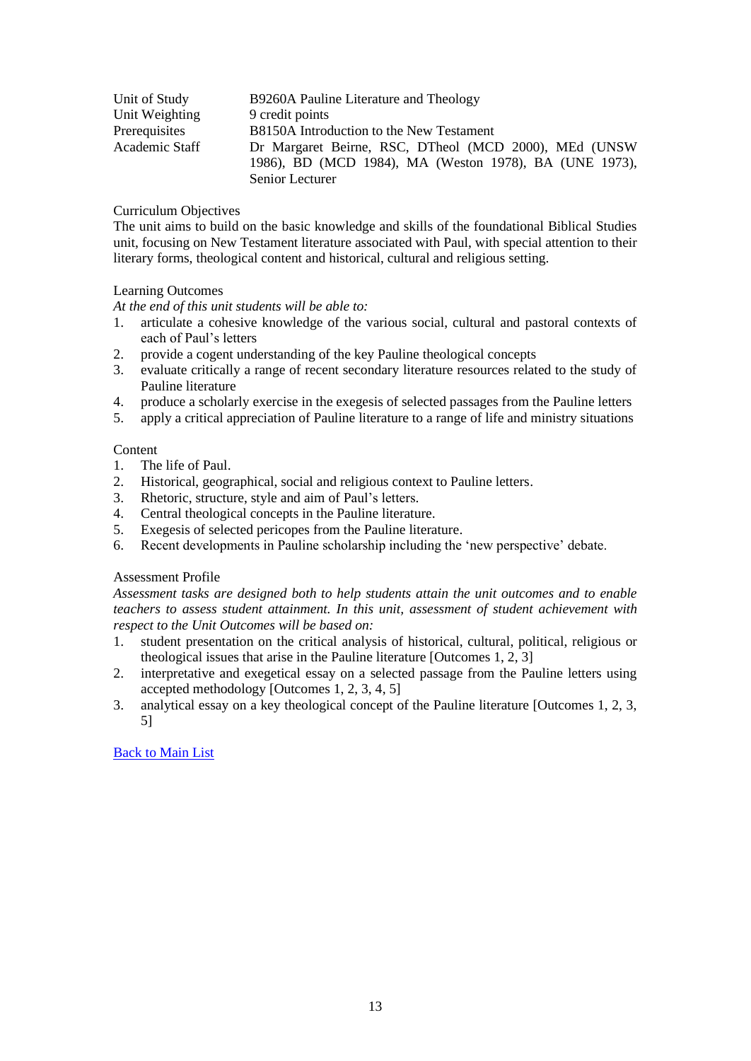| | |
|---|---|
| Unit of Study | B9260A Pauline Literature and Theology |
| Unit Weighting | 9 credit points |
| Prerequisites | B8150A Introduction to the New Testament |
| Academic Staff | Dr Margaret Beirne, RSC, DTheol (MCD 2000), MEd (UNSW 1986), BD (MCD 1984), MA (Weston 1978), BA (UNE 1973), Senior Lecturer |

Curriculum Objectives

The unit aims to build on the basic knowledge and skills of the foundational Biblical Studies unit, focusing on New Testament literature associated with Paul, with special attention to their literary forms, theological content and historical, cultural and religious setting.

Learning Outcomes

*At the end of this unit students will be able to:*

1. articulate a cohesive knowledge of the various social, cultural and pastoral contexts of each of Paul's letters
2. provide a cogent understanding of the key Pauline theological concepts
3. evaluate critically a range of recent secondary literature resources related to the study of Pauline literature
4. produce a scholarly exercise in the exegesis of selected passages from the Pauline letters
5. apply a critical appreciation of Pauline literature to a range of life and ministry situations

Content

1. The life of Paul.
2. Historical, geographical, social and religious context to Pauline letters.
3. Rhetoric, structure, style and aim of Paul's letters.
4. Central theological concepts in the Pauline literature.
5. Exegesis of selected pericopes from the Pauline literature.
6. Recent developments in Pauline scholarship including the 'new perspective' debate.

Assessment Profile

*Assessment tasks are designed both to help students attain the unit outcomes and to enable teachers to assess student attainment. In this unit, assessment of student achievement with respect to the Unit Outcomes will be based on:*

1. student presentation on the critical analysis of historical, cultural, political, religious or theological issues that arise in the Pauline literature [Outcomes 1, 2, 3]
2. interpretative and exegetical essay on a selected passage from the Pauline letters using accepted methodology [Outcomes 1, 2, 3, 4, 5]
3. analytical essay on a key theological concept of the Pauline literature [Outcomes 1, 2, 3, 5]

Back to Main List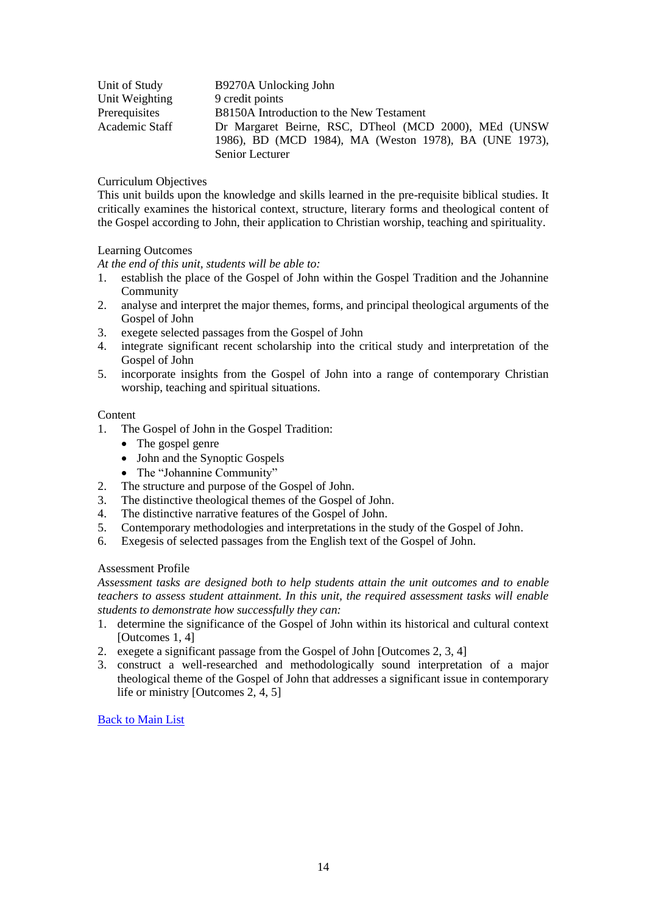| | |
|---|---|
| Unit of Study | B9270A Unlocking John |
| Unit Weighting | 9 credit points |
| Prerequisites | B8150A Introduction to the New Testament |
| Academic Staff | Dr Margaret Beirne, RSC, DTheol (MCD 2000), MEd (UNSW 1986), BD (MCD 1984), MA (Weston 1978), BA (UNE 1973), Senior Lecturer |

Curriculum Objectives

This unit builds upon the knowledge and skills learned in the pre-requisite biblical studies. It critically examines the historical context, structure, literary forms and theological content of the Gospel according to John, their application to Christian worship, teaching and spirituality.

Learning Outcomes

*At the end of this unit, students will be able to:*

1. establish the place of the Gospel of John within the Gospel Tradition and the Johannine Community
2. analyse and interpret the major themes, forms, and principal theological arguments of the Gospel of John
3. exegete selected passages from the Gospel of John
4. integrate significant recent scholarship into the critical study and interpretation of the Gospel of John
5. incorporate insights from the Gospel of John into a range of contemporary Christian worship, teaching and spiritual situations.

Content

1. The Gospel of John in the Gospel Tradition:
   - The gospel genre
   - John and the Synoptic Gospels
   - The "Johannine Community"
2. The structure and purpose of the Gospel of John.
3. The distinctive theological themes of the Gospel of John.
4. The distinctive narrative features of the Gospel of John.
5. Contemporary methodologies and interpretations in the study of the Gospel of John.
6. Exegesis of selected passages from the English text of the Gospel of John.

Assessment Profile

*Assessment tasks are designed both to help students attain the unit outcomes and to enable teachers to assess student attainment. In this unit, the required assessment tasks will enable students to demonstrate how successfully they can:*

1. determine the significance of the Gospel of John within its historical and cultural context [Outcomes 1, 4]
2. exegete a significant passage from the Gospel of John [Outcomes 2, 3, 4]
3. construct a well-researched and methodologically sound interpretation of a major theological theme of the Gospel of John that addresses a significant issue in contemporary life or ministry [Outcomes 2, 4, 5]

Back to Main List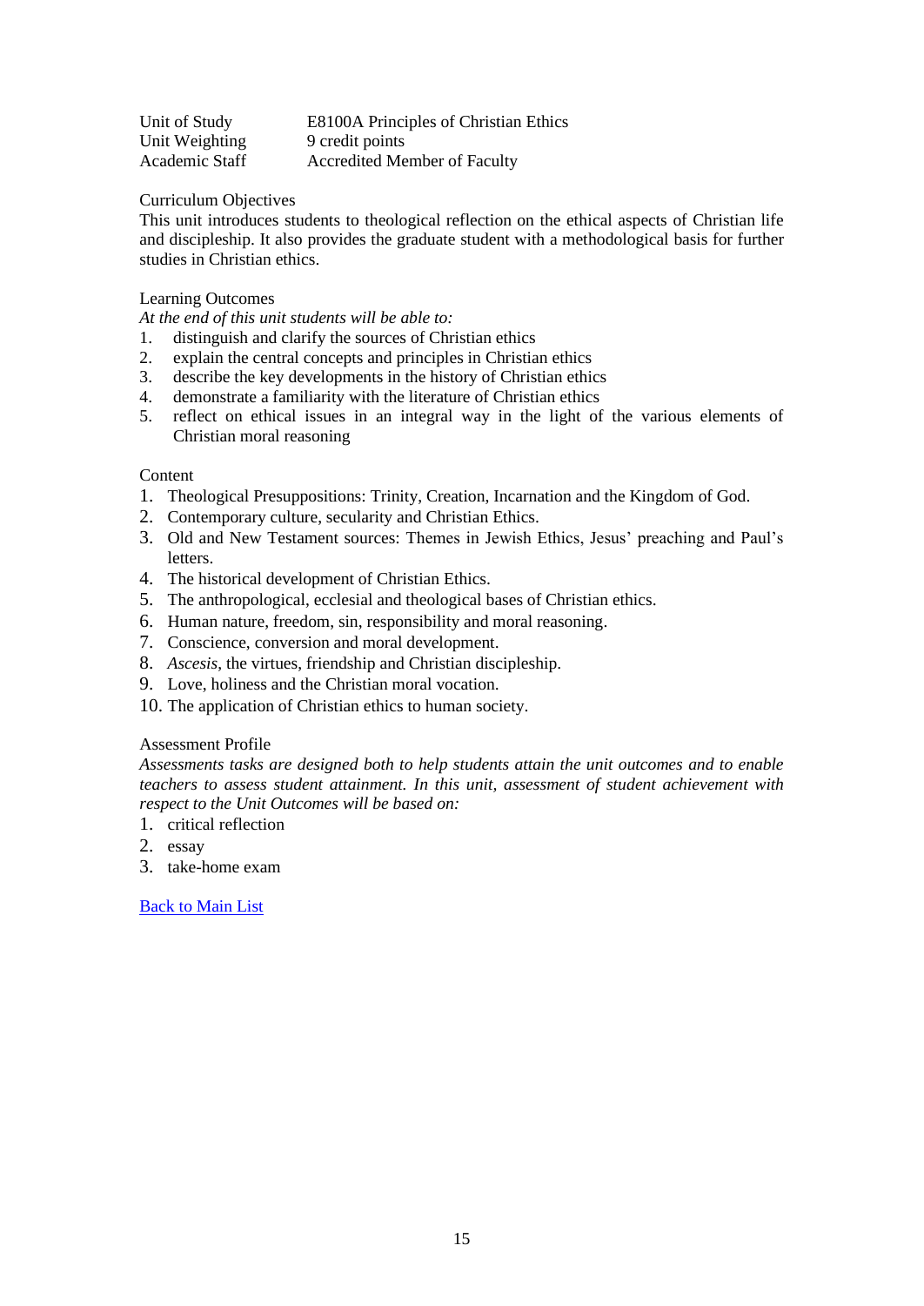| | |
|---|---|
| Unit of Study | E8100A Principles of Christian Ethics |
| Unit Weighting | 9 credit points |
| Academic Staff | Accredited Member of Faculty |

Curriculum Objectives

This unit introduces students to theological reflection on the ethical aspects of Christian life and discipleship. It also provides the graduate student with a methodological basis for further studies in Christian ethics.

Learning Outcomes

*At the end of this unit students will be able to:*

1. distinguish and clarify the sources of Christian ethics
2. explain the central concepts and principles in Christian ethics
3. describe the key developments in the history of Christian ethics
4. demonstrate a familiarity with the literature of Christian ethics
5. reflect on ethical issues in an integral way in the light of the various elements of Christian moral reasoning

Content

1. Theological Presuppositions: Trinity, Creation, Incarnation and the Kingdom of God.
2. Contemporary culture, secularity and Christian Ethics.
3. Old and New Testament sources: Themes in Jewish Ethics, Jesus' preaching and Paul's letters.
4. The historical development of Christian Ethics.
5. The anthropological, ecclesial and theological bases of Christian ethics.
6. Human nature, freedom, sin, responsibility and moral reasoning.
7. Conscience, conversion and moral development.
8. *Ascesis*, the virtues, friendship and Christian discipleship.
9. Love, holiness and the Christian moral vocation.
10. The application of Christian ethics to human society.

Assessment Profile

*Assessments tasks are designed both to help students attain the unit outcomes and to enable teachers to assess student attainment. In this unit, assessment of student achievement with respect to the Unit Outcomes will be based on:*

1. critical reflection
2. essay
3. take-home exam

Back to Main List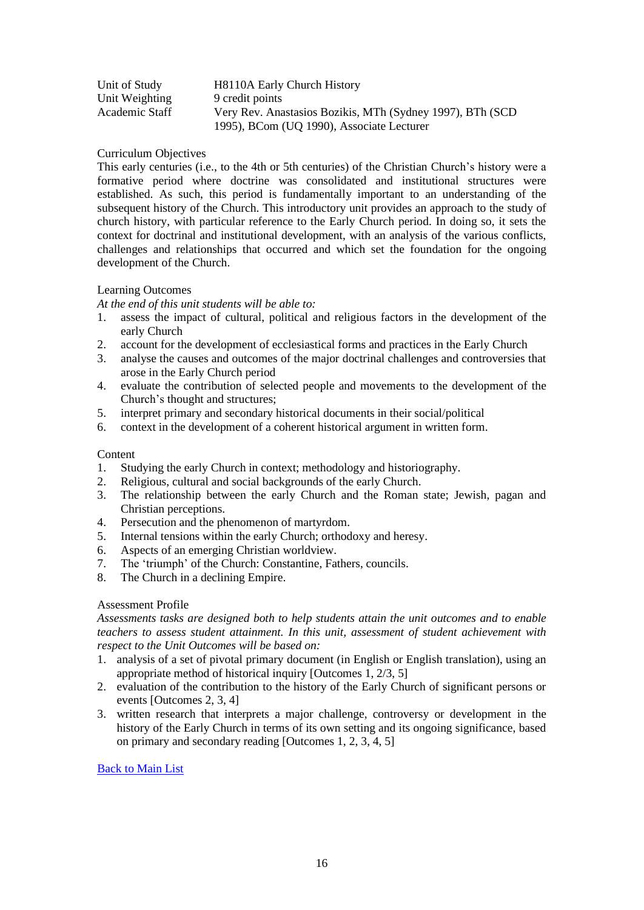| | |
|---|---|
| Unit of Study | H8110A Early Church History |
| Unit Weighting | 9 credit points |
| Academic Staff | Very Rev. Anastasios Bozikis, MTh (Sydney 1997), BTh (SCD 1995), BCom (UQ 1990), Associate Lecturer |

Curriculum Objectives

This early centuries (i.e., to the 4th or 5th centuries) of the Christian Church's history were a formative period where doctrine was consolidated and institutional structures were established. As such, this period is fundamentally important to an understanding of the subsequent history of the Church. This introductory unit provides an approach to the study of church history, with particular reference to the Early Church period. In doing so, it sets the context for doctrinal and institutional development, with an analysis of the various conflicts, challenges and relationships that occurred and which set the foundation for the ongoing development of the Church.

Learning Outcomes

*At the end of this unit students will be able to:*

1. assess the impact of cultural, political and religious factors in the development of the early Church
2. account for the development of ecclesiastical forms and practices in the Early Church
3. analyse the causes and outcomes of the major doctrinal challenges and controversies that arose in the Early Church period
4. evaluate the contribution of selected people and movements to the development of the Church's thought and structures;
5. interpret primary and secondary historical documents in their social/political
6. context in the development of a coherent historical argument in written form.

Content

1. Studying the early Church in context; methodology and historiography.
2. Religious, cultural and social backgrounds of the early Church.
3. The relationship between the early Church and the Roman state; Jewish, pagan and Christian perceptions.
4. Persecution and the phenomenon of martyrdom.
5. Internal tensions within the early Church; orthodoxy and heresy.
6. Aspects of an emerging Christian worldview.
7. The 'triumph' of the Church: Constantine, Fathers, councils.
8. The Church in a declining Empire.

Assessment Profile

*Assessments tasks are designed both to help students attain the unit outcomes and to enable teachers to assess student attainment. In this unit, assessment of student achievement with respect to the Unit Outcomes will be based on:*

1. analysis of a set of pivotal primary document (in English or English translation), using an appropriate method of historical inquiry [Outcomes 1, 2/3, 5]
2. evaluation of the contribution to the history of the Early Church of significant persons or events [Outcomes 2, 3, 4]
3. written research that interprets a major challenge, controversy or development in the history of the Early Church in terms of its own setting and its ongoing significance, based on primary and secondary reading [Outcomes 1, 2, 3, 4, 5]

Back to Main List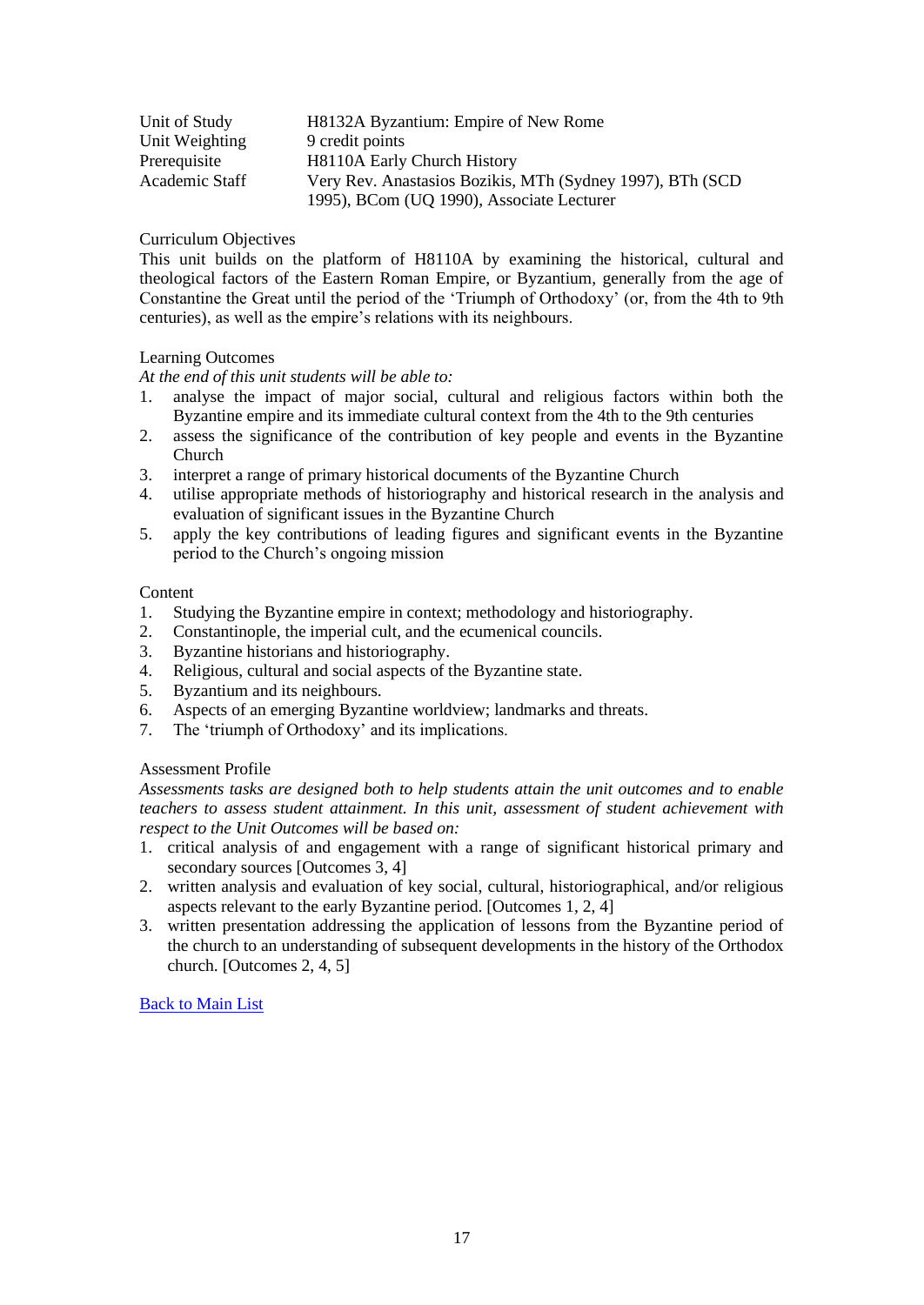| | |
|---|---|
| Unit of Study | H8132A Byzantium: Empire of New Rome |
| Unit Weighting | 9 credit points |
| Prerequisite | H8110A Early Church History |
| Academic Staff | Very Rev. Anastasios Bozikis, MTh (Sydney 1997), BTh (SCD 1995), BCom (UQ 1990), Associate Lecturer |

Curriculum Objectives

This unit builds on the platform of H8110A by examining the historical, cultural and theological factors of the Eastern Roman Empire, or Byzantium, generally from the age of Constantine the Great until the period of the 'Triumph of Orthodoxy' (or, from the 4th to 9th centuries), as well as the empire's relations with its neighbours.

Learning Outcomes

*At the end of this unit students will be able to:*

1. analyse the impact of major social, cultural and religious factors within both the Byzantine empire and its immediate cultural context from the 4th to the 9th centuries
2. assess the significance of the contribution of key people and events in the Byzantine Church
3. interpret a range of primary historical documents of the Byzantine Church
4. utilise appropriate methods of historiography and historical research in the analysis and evaluation of significant issues in the Byzantine Church
5. apply the key contributions of leading figures and significant events in the Byzantine period to the Church's ongoing mission

Content

1. Studying the Byzantine empire in context; methodology and historiography.
2. Constantinople, the imperial cult, and the ecumenical councils.
3. Byzantine historians and historiography.
4. Religious, cultural and social aspects of the Byzantine state.
5. Byzantium and its neighbours.
6. Aspects of an emerging Byzantine worldview; landmarks and threats.
7. The 'triumph of Orthodoxy' and its implications.

Assessment Profile

*Assessments tasks are designed both to help students attain the unit outcomes and to enable teachers to assess student attainment. In this unit, assessment of student achievement with respect to the Unit Outcomes will be based on:*

1. critical analysis of and engagement with a range of significant historical primary and secondary sources [Outcomes 3, 4]
2. written analysis and evaluation of key social, cultural, historiographical, and/or religious aspects relevant to the early Byzantine period. [Outcomes 1, 2, 4]
3. written presentation addressing the application of lessons from the Byzantine period of the church to an understanding of subsequent developments in the history of the Orthodox church. [Outcomes 2, 4, 5]

Back to Main List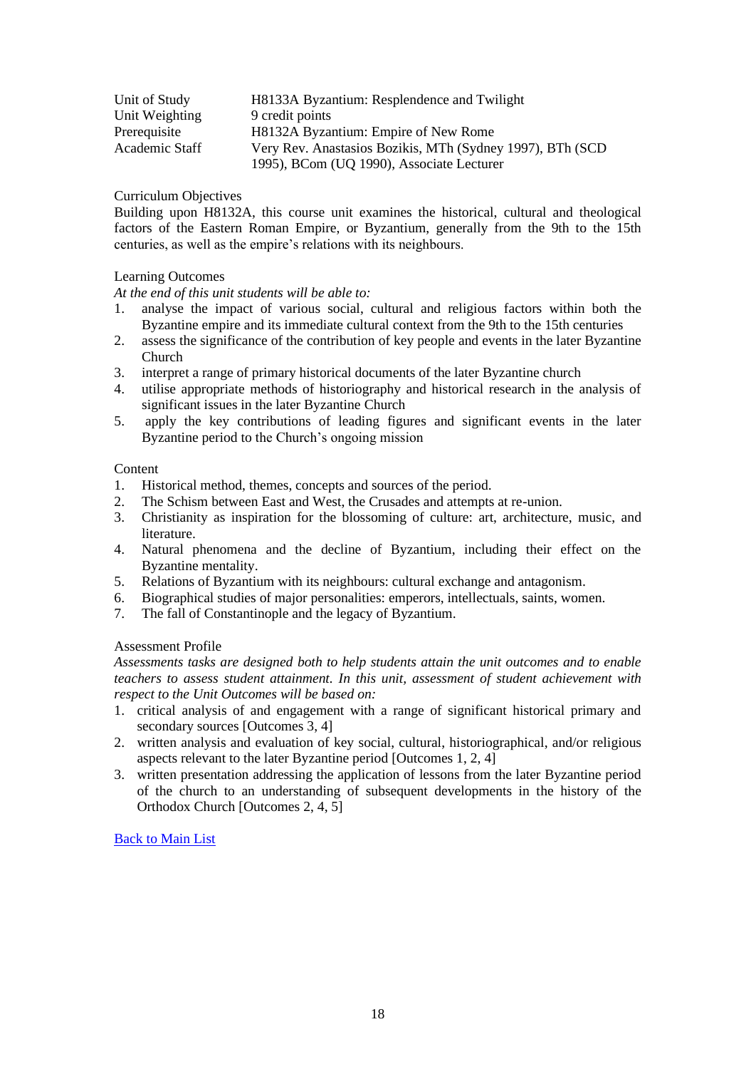| | |
|---|---|
| Unit of Study | H8133A Byzantium: Resplendence and Twilight |
| Unit Weighting | 9 credit points |
| Prerequisite | H8132A Byzantium: Empire of New Rome |
| Academic Staff | Very Rev. Anastasios Bozikis, MTh (Sydney 1997), BTh (SCD 1995), BCom (UQ 1990), Associate Lecturer |

Curriculum Objectives

Building upon H8132A, this course unit examines the historical, cultural and theological factors of the Eastern Roman Empire, or Byzantium, generally from the 9th to the 15th centuries, as well as the empire's relations with its neighbours.

Learning Outcomes

*At the end of this unit students will be able to:*

1. analyse the impact of various social, cultural and religious factors within both the Byzantine empire and its immediate cultural context from the 9th to the 15th centuries
2. assess the significance of the contribution of key people and events in the later Byzantine Church
3. interpret a range of primary historical documents of the later Byzantine church
4. utilise appropriate methods of historiography and historical research in the analysis of significant issues in the later Byzantine Church
5. apply the key contributions of leading figures and significant events in the later Byzantine period to the Church's ongoing mission

Content

1. Historical method, themes, concepts and sources of the period.
2. The Schism between East and West, the Crusades and attempts at re-union.
3. Christianity as inspiration for the blossoming of culture: art, architecture, music, and literature.
4. Natural phenomena and the decline of Byzantium, including their effect on the Byzantine mentality.
5. Relations of Byzantium with its neighbours: cultural exchange and antagonism.
6. Biographical studies of major personalities: emperors, intellectuals, saints, women.
7. The fall of Constantinople and the legacy of Byzantium.

Assessment Profile

*Assessments tasks are designed both to help students attain the unit outcomes and to enable teachers to assess student attainment. In this unit, assessment of student achievement with respect to the Unit Outcomes will be based on:*

1. critical analysis of and engagement with a range of significant historical primary and secondary sources [Outcomes 3, 4]
2. written analysis and evaluation of key social, cultural, historiographical, and/or religious aspects relevant to the later Byzantine period [Outcomes 1, 2, 4]
3. written presentation addressing the application of lessons from the later Byzantine period of the church to an understanding of subsequent developments in the history of the Orthodox Church [Outcomes 2, 4, 5]

Back to Main List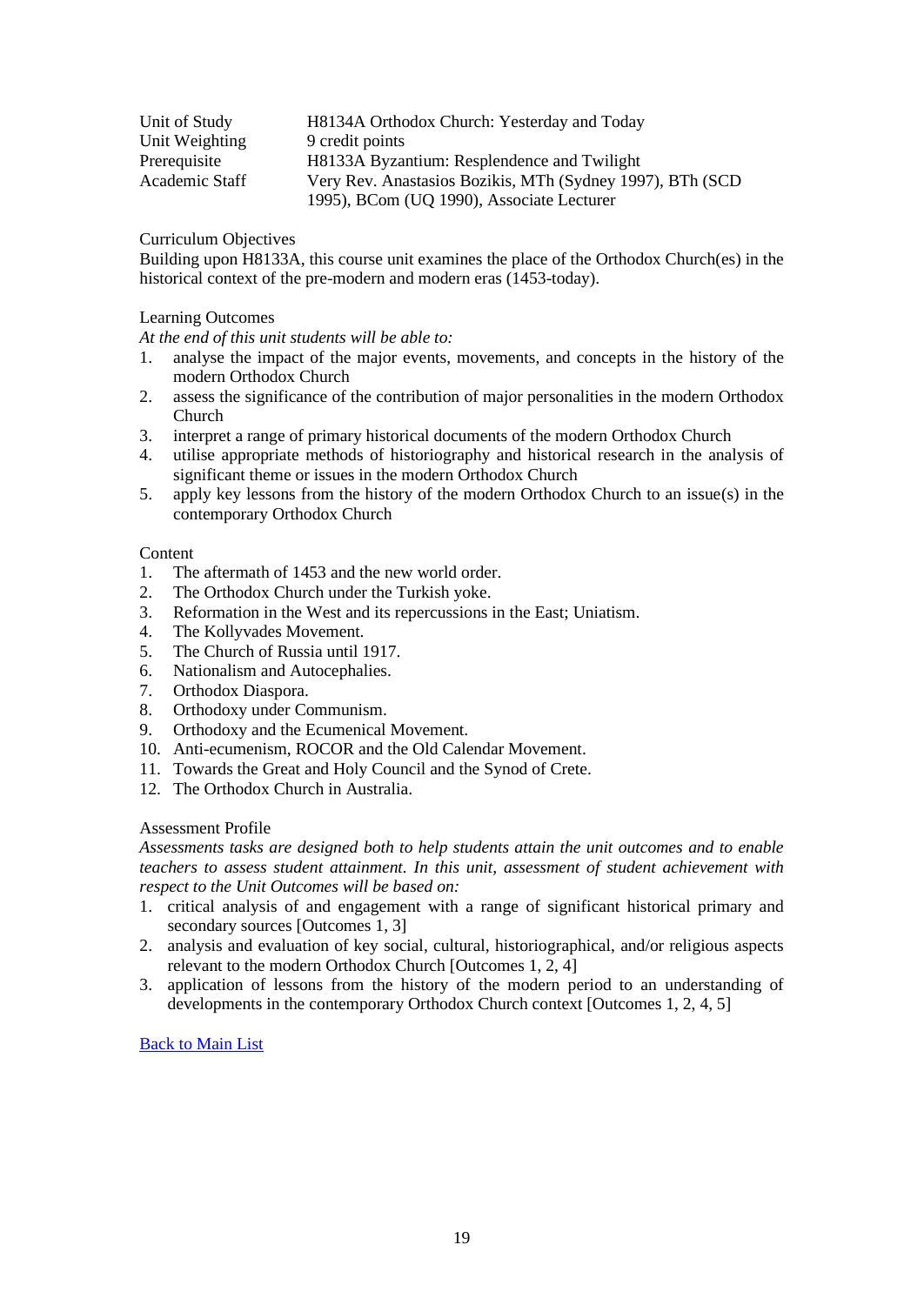| | |
|---|---|
| Unit of Study | H8134A Orthodox Church: Yesterday and Today |
| Unit Weighting | 9 credit points |
| Prerequisite | H8133A Byzantium: Resplendence and Twilight |
| Academic Staff | Very Rev. Anastasios Bozikis, MTh (Sydney 1997), BTh (SCD 1995), BCom (UQ 1990), Associate Lecturer |

Curriculum Objectives

Building upon H8133A, this course unit examines the place of the Orthodox Church(es) in the historical context of the pre-modern and modern eras (1453-today).

Learning Outcomes

*At the end of this unit students will be able to:*

1. analyse the impact of the major events, movements, and concepts in the history of the modern Orthodox Church
2. assess the significance of the contribution of major personalities in the modern Orthodox Church
3. interpret a range of primary historical documents of the modern Orthodox Church
4. utilise appropriate methods of historiography and historical research in the analysis of significant theme or issues in the modern Orthodox Church
5. apply key lessons from the history of the modern Orthodox Church to an issue(s) in the contemporary Orthodox Church

Content

1. The aftermath of 1453 and the new world order.
2. The Orthodox Church under the Turkish yoke.
3. Reformation in the West and its repercussions in the East; Uniatism.
4. The Kollyvades Movement.
5. The Church of Russia until 1917.
6. Nationalism and Autocephalies.
7. Orthodox Diaspora.
8. Orthodoxy under Communism.
9. Orthodoxy and the Ecumenical Movement.
10. Anti-ecumenism, ROCOR and the Old Calendar Movement.
11. Towards the Great and Holy Council and the Synod of Crete.
12. The Orthodox Church in Australia.

Assessment Profile

*Assessments tasks are designed both to help students attain the unit outcomes and to enable teachers to assess student attainment. In this unit, assessment of student achievement with respect to the Unit Outcomes will be based on:*

1. critical analysis of and engagement with a range of significant historical primary and secondary sources [Outcomes 1, 3]
2. analysis and evaluation of key social, cultural, historiographical, and/or religious aspects relevant to the modern Orthodox Church [Outcomes 1, 2, 4]
3. application of lessons from the history of the modern period to an understanding of developments in the contemporary Orthodox Church context [Outcomes 1, 2, 4, 5]

Back to Main List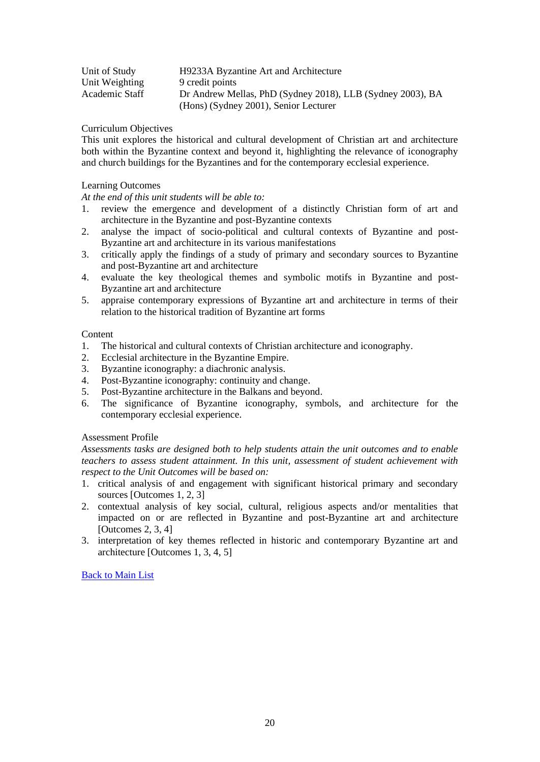| | |
|---|---|
| Unit of Study | H9233A Byzantine Art and Architecture |
| Unit Weighting | 9 credit points |
| Academic Staff | Dr Andrew Mellas, PhD (Sydney 2018), LLB (Sydney 2003), BA (Hons) (Sydney 2001), Senior Lecturer |

Curriculum Objectives

This unit explores the historical and cultural development of Christian art and architecture both within the Byzantine context and beyond it, highlighting the relevance of iconography and church buildings for the Byzantines and for the contemporary ecclesial experience.

Learning Outcomes

*At the end of this unit students will be able to:*

1. review the emergence and development of a distinctly Christian form of art and architecture in the Byzantine and post-Byzantine contexts
2. analyse the impact of socio-political and cultural contexts of Byzantine and post-Byzantine art and architecture in its various manifestations
3. critically apply the findings of a study of primary and secondary sources to Byzantine and post-Byzantine art and architecture
4. evaluate the key theological themes and symbolic motifs in Byzantine and post-Byzantine art and architecture
5. appraise contemporary expressions of Byzantine art and architecture in terms of their relation to the historical tradition of Byzantine art forms

Content

1. The historical and cultural contexts of Christian architecture and iconography.
2. Ecclesial architecture in the Byzantine Empire.
3. Byzantine iconography: a diachronic analysis.
4. Post-Byzantine iconography: continuity and change.
5. Post-Byzantine architecture in the Balkans and beyond.
6. The significance of Byzantine iconography, symbols, and architecture for the contemporary ecclesial experience.

Assessment Profile

*Assessments tasks are designed both to help students attain the unit outcomes and to enable teachers to assess student attainment. In this unit, assessment of student achievement with respect to the Unit Outcomes will be based on:*

1. critical analysis of and engagement with significant historical primary and secondary sources [Outcomes 1, 2, 3]
2. contextual analysis of key social, cultural, religious aspects and/or mentalities that impacted on or are reflected in Byzantine and post-Byzantine art and architecture [Outcomes 2, 3, 4]
3. interpretation of key themes reflected in historic and contemporary Byzantine art and architecture [Outcomes 1, 3, 4, 5]

Back to Main List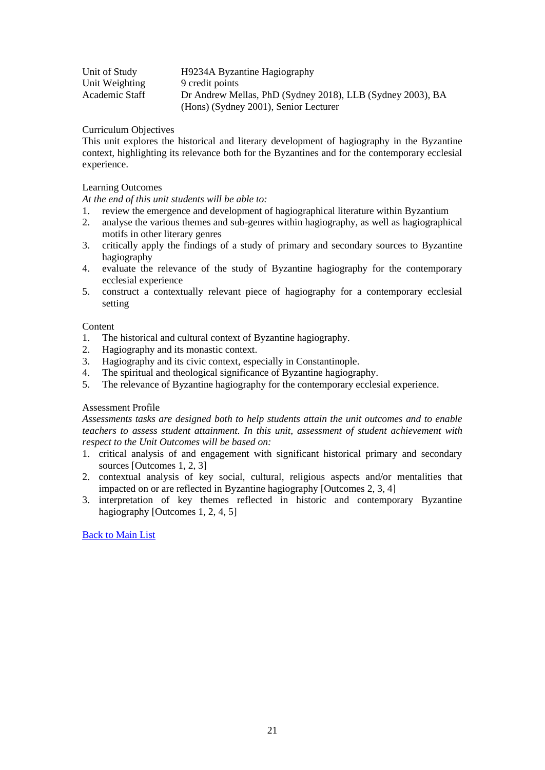| | |
|---|---|
| Unit of Study | H9234A Byzantine Hagiography |
| Unit Weighting | 9 credit points |
| Academic Staff | Dr Andrew Mellas, PhD (Sydney 2018), LLB (Sydney 2003), BA (Hons) (Sydney 2001), Senior Lecturer |

Curriculum Objectives

This unit explores the historical and literary development of hagiography in the Byzantine context, highlighting its relevance both for the Byzantines and for the contemporary ecclesial experience.

Learning Outcomes

*At the end of this unit students will be able to:*

1. review the emergence and development of hagiographical literature within Byzantium
2. analyse the various themes and sub-genres within hagiography, as well as hagiographical motifs in other literary genres
3. critically apply the findings of a study of primary and secondary sources to Byzantine hagiography
4. evaluate the relevance of the study of Byzantine hagiography for the contemporary ecclesial experience
5. construct a contextually relevant piece of hagiography for a contemporary ecclesial setting

Content

1. The historical and cultural context of Byzantine hagiography.
2. Hagiography and its monastic context.
3. Hagiography and its civic context, especially in Constantinople.
4. The spiritual and theological significance of Byzantine hagiography.
5. The relevance of Byzantine hagiography for the contemporary ecclesial experience.

Assessment Profile

*Assessments tasks are designed both to help students attain the unit outcomes and to enable teachers to assess student attainment. In this unit, assessment of student achievement with respect to the Unit Outcomes will be based on:*

1. critical analysis of and engagement with significant historical primary and secondary sources [Outcomes 1, 2, 3]
2. contextual analysis of key social, cultural, religious aspects and/or mentalities that impacted on or are reflected in Byzantine hagiography [Outcomes 2, 3, 4]
3. interpretation of key themes reflected in historic and contemporary Byzantine hagiography [Outcomes 1, 2, 4, 5]

Back to Main List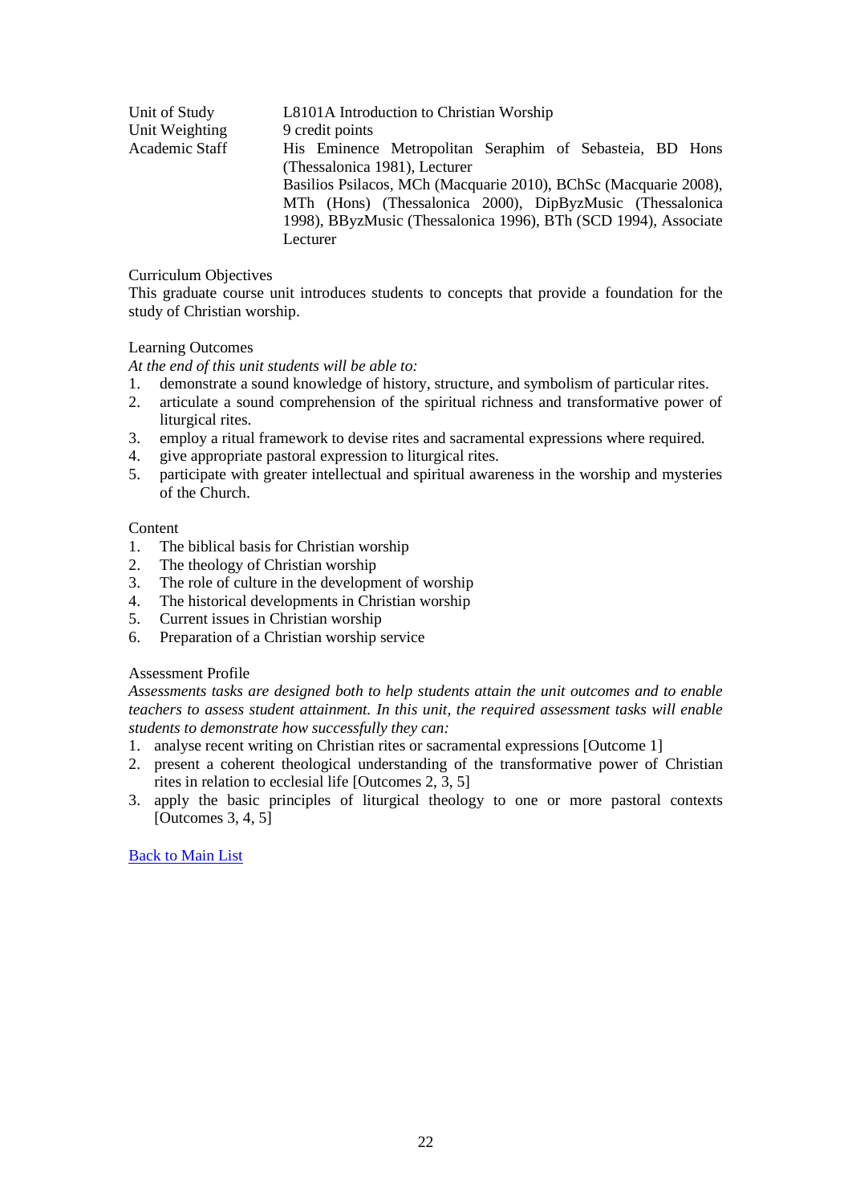| | |
|---|---|
| Unit of Study | L8101A Introduction to Christian Worship |
| Unit Weighting | 9 credit points |
| Academic Staff | His Eminence Metropolitan Seraphim of Sebasteia, BD Hons (Thessalonica 1981), Lecturer<br>Basilios Psilacos, MCh (Macquarie 2010), BChSc (Macquarie 2008), MTh (Hons) (Thessalonica 2000), DipByzMusic (Thessalonica 1998), BByzMusic (Thessalonica 1996), BTh (SCD 1994), Associate Lecturer |

Curriculum Objectives

This graduate course unit introduces students to concepts that provide a foundation for the study of Christian worship.

Learning Outcomes

*At the end of this unit students will be able to:*

1. demonstrate a sound knowledge of history, structure, and symbolism of particular rites.
2. articulate a sound comprehension of the spiritual richness and transformative power of liturgical rites.
3. employ a ritual framework to devise rites and sacramental expressions where required.
4. give appropriate pastoral expression to liturgical rites.
5. participate with greater intellectual and spiritual awareness in the worship and mysteries of the Church.

Content

1. The biblical basis for Christian worship
2. The theology of Christian worship
3. The role of culture in the development of worship
4. The historical developments in Christian worship
5. Current issues in Christian worship
6. Preparation of a Christian worship service

Assessment Profile

*Assessments tasks are designed both to help students attain the unit outcomes and to enable teachers to assess student attainment. In this unit, the required assessment tasks will enable students to demonstrate how successfully they can:*

1. analyse recent writing on Christian rites or sacramental expressions [Outcome 1]
2. present a coherent theological understanding of the transformative power of Christian rites in relation to ecclesial life [Outcomes 2, 3, 5]
3. apply the basic principles of liturgical theology to one or more pastoral contexts [Outcomes 3, 4, 5]

Back to Main List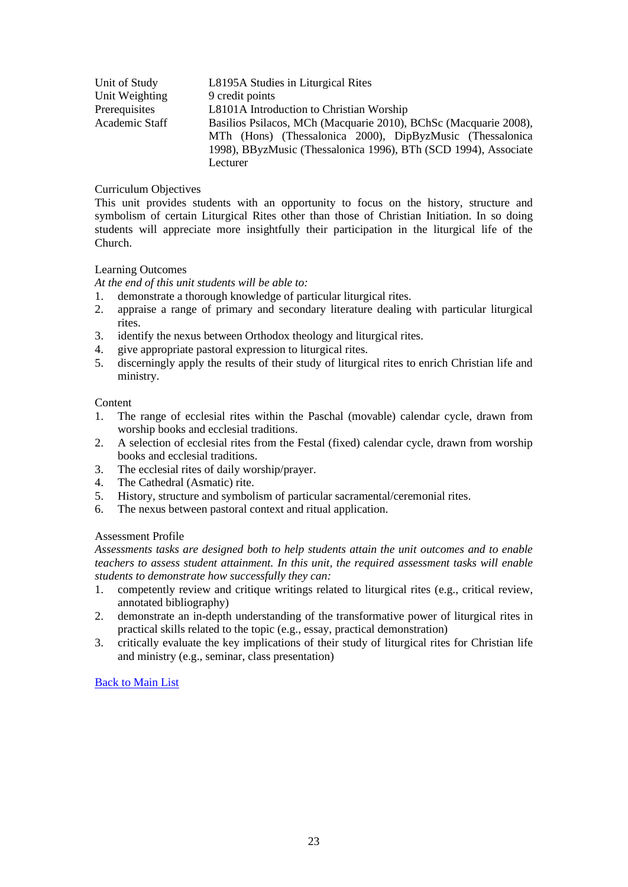| | |
|---|---|
| Unit of Study | L8195A Studies in Liturgical Rites |
| Unit Weighting | 9 credit points |
| Prerequisites | L8101A Introduction to Christian Worship |
| Academic Staff | Basilios Psilacos, MCh (Macquarie 2010), BChSc (Macquarie 2008), MTh (Hons) (Thessalonica 2000), DipByzMusic (Thessalonica 1998), BByzMusic (Thessalonica 1996), BTh (SCD 1994), Associate Lecturer |

Curriculum Objectives

This unit provides students with an opportunity to focus on the history, structure and symbolism of certain Liturgical Rites other than those of Christian Initiation. In so doing students will appreciate more insightfully their participation in the liturgical life of the Church.

Learning Outcomes

*At the end of this unit students will be able to:*

1. demonstrate a thorough knowledge of particular liturgical rites.
2. appraise a range of primary and secondary literature dealing with particular liturgical rites.
3. identify the nexus between Orthodox theology and liturgical rites.
4. give appropriate pastoral expression to liturgical rites.
5. discerningly apply the results of their study of liturgical rites to enrich Christian life and ministry.

Content

1. The range of ecclesial rites within the Paschal (movable) calendar cycle, drawn from worship books and ecclesial traditions.
2. A selection of ecclesial rites from the Festal (fixed) calendar cycle, drawn from worship books and ecclesial traditions.
3. The ecclesial rites of daily worship/prayer.
4. The Cathedral (Asmatic) rite.
5. History, structure and symbolism of particular sacramental/ceremonial rites.
6. The nexus between pastoral context and ritual application.

Assessment Profile

*Assessments tasks are designed both to help students attain the unit outcomes and to enable teachers to assess student attainment. In this unit, the required assessment tasks will enable students to demonstrate how successfully they can:*

1. competently review and critique writings related to liturgical rites (e.g., critical review, annotated bibliography)
2. demonstrate an in-depth understanding of the transformative power of liturgical rites in practical skills related to the topic (e.g., essay, practical demonstration)
3. critically evaluate the key implications of their study of liturgical rites for Christian life and ministry (e.g., seminar, class presentation)

Back to Main List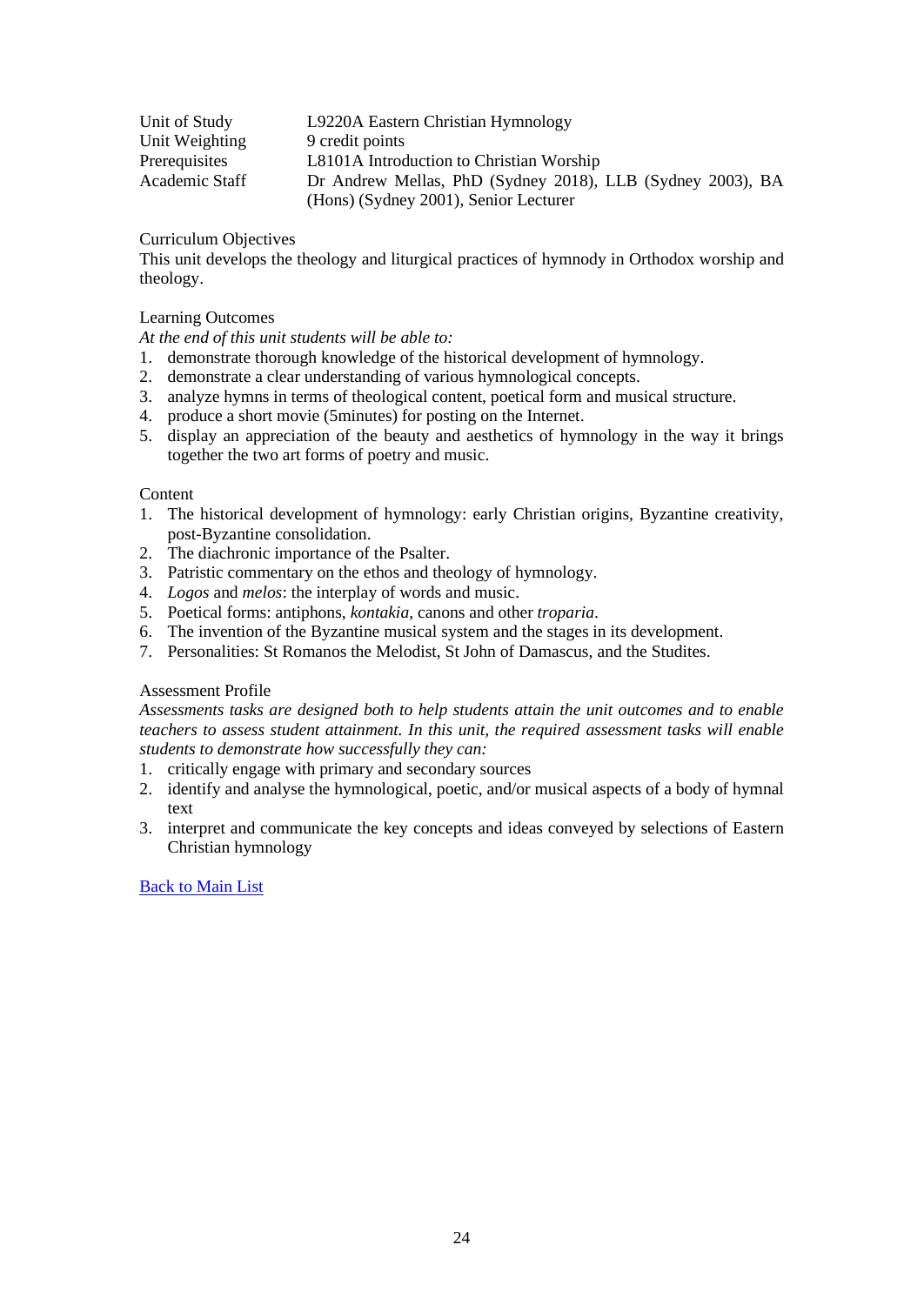| | |
|---|---|
| Unit of Study | L9220A Eastern Christian Hymnology |
| Unit Weighting | 9 credit points |
| Prerequisites | L8101A Introduction to Christian Worship |
| Academic Staff | Dr Andrew Mellas, PhD (Sydney 2018), LLB (Sydney 2003), BA (Hons) (Sydney 2001), Senior Lecturer |

Curriculum Objectives

This unit develops the theology and liturgical practices of hymnody in Orthodox worship and theology.

Learning Outcomes

*At the end of this unit students will be able to:*

1. demonstrate thorough knowledge of the historical development of hymnology.
2. demonstrate a clear understanding of various hymnological concepts.
3. analyze hymns in terms of theological content, poetical form and musical structure.
4. produce a short movie (5minutes) for posting on the Internet.
5. display an appreciation of the beauty and aesthetics of hymnology in the way it brings together the two art forms of poetry and music.

Content

1. The historical development of hymnology: early Christian origins, Byzantine creativity, post-Byzantine consolidation.
2. The diachronic importance of the Psalter.
3. Patristic commentary on the ethos and theology of hymnology.
4. *Logos* and *melos*: the interplay of words and music.
5. Poetical forms: antiphons, *kontakia*, canons and other *troparia*.
6. The invention of the Byzantine musical system and the stages in its development.
7. Personalities: St Romanos the Melodist, St John of Damascus, and the Studites.

Assessment Profile

*Assessments tasks are designed both to help students attain the unit outcomes and to enable teachers to assess student attainment. In this unit, the required assessment tasks will enable students to demonstrate how successfully they can:*

1. critically engage with primary and secondary sources
2. identify and analyse the hymnological, poetic, and/or musical aspects of a body of hymnal text
3. interpret and communicate the key concepts and ideas conveyed by selections of Eastern Christian hymnology

Back to Main List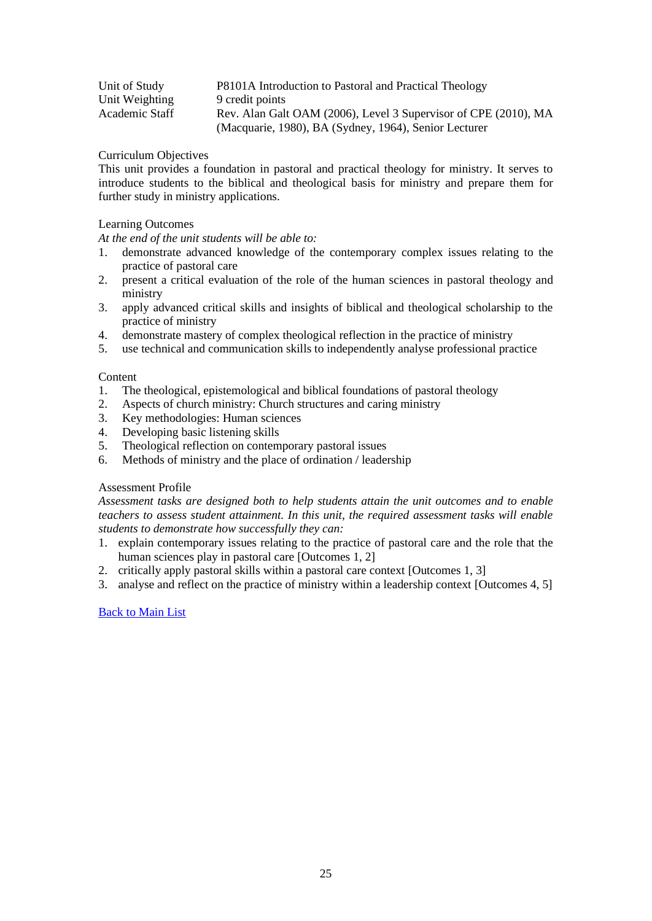| | |
|---|---|
| Unit of Study | P8101A Introduction to Pastoral and Practical Theology |
| Unit Weighting | 9 credit points |
| Academic Staff | Rev. Alan Galt OAM (2006), Level 3 Supervisor of CPE (2010), MA (Macquarie, 1980), BA (Sydney, 1964), Senior Lecturer |

Curriculum Objectives

This unit provides a foundation in pastoral and practical theology for ministry. It serves to introduce students to the biblical and theological basis for ministry and prepare them for further study in ministry applications.

Learning Outcomes

*At the end of the unit students will be able to:*

1. demonstrate advanced knowledge of the contemporary complex issues relating to the practice of pastoral care
2. present a critical evaluation of the role of the human sciences in pastoral theology and ministry
3. apply advanced critical skills and insights of biblical and theological scholarship to the practice of ministry
4. demonstrate mastery of complex theological reflection in the practice of ministry
5. use technical and communication skills to independently analyse professional practice

Content

1. The theological, epistemological and biblical foundations of pastoral theology
2. Aspects of church ministry: Church structures and caring ministry
3. Key methodologies: Human sciences
4. Developing basic listening skills
5. Theological reflection on contemporary pastoral issues
6. Methods of ministry and the place of ordination / leadership

Assessment Profile

*Assessment tasks are designed both to help students attain the unit outcomes and to enable teachers to assess student attainment. In this unit, the required assessment tasks will enable students to demonstrate how successfully they can:*

1. explain contemporary issues relating to the practice of pastoral care and the role that the human sciences play in pastoral care [Outcomes 1, 2]
2. critically apply pastoral skills within a pastoral care context [Outcomes 1, 3]
3. analyse and reflect on the practice of ministry within a leadership context [Outcomes 4, 5]

Back to Main List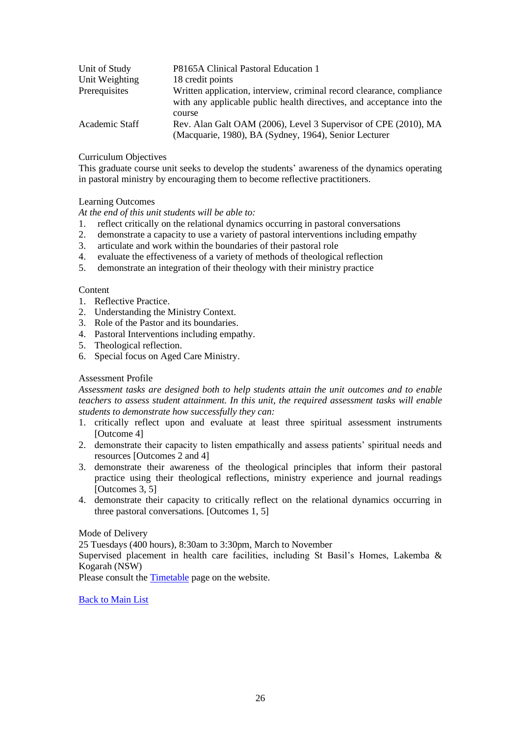| | |
|---|---|
| Unit of Study | P8165A Clinical Pastoral Education 1 |
| Unit Weighting | 18 credit points |
| Prerequisites | Written application, interview, criminal record clearance, compliance with any applicable public health directives, and acceptance into the course |
| Academic Staff | Rev. Alan Galt OAM (2006), Level 3 Supervisor of CPE (2010), MA (Macquarie, 1980), BA (Sydney, 1964), Senior Lecturer |

Curriculum Objectives

This graduate course unit seeks to develop the students' awareness of the dynamics operating in pastoral ministry by encouraging them to become reflective practitioners.

Learning Outcomes

*At the end of this unit students will be able to:*

1. reflect critically on the relational dynamics occurring in pastoral conversations
2. demonstrate a capacity to use a variety of pastoral interventions including empathy
3. articulate and work within the boundaries of their pastoral role
4. evaluate the effectiveness of a variety of methods of theological reflection
5. demonstrate an integration of their theology with their ministry practice

Content

1. Reflective Practice.
2. Understanding the Ministry Context.
3. Role of the Pastor and its boundaries.
4. Pastoral Interventions including empathy.
5. Theological reflection.
6. Special focus on Aged Care Ministry.

Assessment Profile

*Assessment tasks are designed both to help students attain the unit outcomes and to enable teachers to assess student attainment. In this unit, the required assessment tasks will enable students to demonstrate how successfully they can:*

1. critically reflect upon and evaluate at least three spiritual assessment instruments [Outcome 4]
2. demonstrate their capacity to listen empathically and assess patients' spiritual needs and resources [Outcomes 2 and 4]
3. demonstrate their awareness of the theological principles that inform their pastoral practice using their theological reflections, ministry experience and journal readings [Outcomes 3, 5]
4. demonstrate their capacity to critically reflect on the relational dynamics occurring in three pastoral conversations. [Outcomes 1, 5]

Mode of Delivery

25 Tuesdays (400 hours), 8:30am to 3:30pm, March to November

Supervised placement in health care facilities, including St Basil's Homes, Lakemba & Kogarah (NSW)

Please consult the Timetable page on the website.

Back to Main List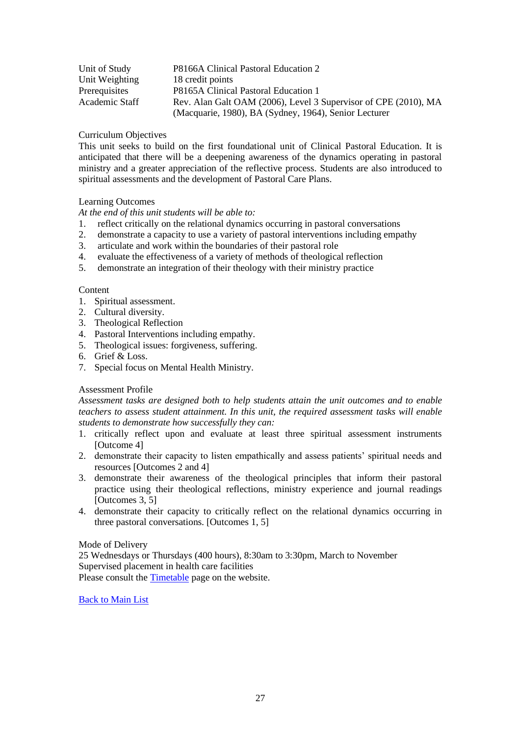| | |
|---|---|
| Unit of Study | P8166A Clinical Pastoral Education 2 |
| Unit Weighting | 18 credit points |
| Prerequisites | P8165A Clinical Pastoral Education 1 |
| Academic Staff | Rev. Alan Galt OAM (2006), Level 3 Supervisor of CPE (2010), MA (Macquarie, 1980), BA (Sydney, 1964), Senior Lecturer |

Curriculum Objectives

This unit seeks to build on the first foundational unit of Clinical Pastoral Education. It is anticipated that there will be a deepening awareness of the dynamics operating in pastoral ministry and a greater appreciation of the reflective process. Students are also introduced to spiritual assessments and the development of Pastoral Care Plans.

Learning Outcomes

*At the end of this unit students will be able to:*

1. reflect critically on the relational dynamics occurring in pastoral conversations
2. demonstrate a capacity to use a variety of pastoral interventions including empathy
3. articulate and work within the boundaries of their pastoral role
4. evaluate the effectiveness of a variety of methods of theological reflection
5. demonstrate an integration of their theology with their ministry practice

Content

1. Spiritual assessment.
2. Cultural diversity.
3. Theological Reflection
4. Pastoral Interventions including empathy.
5. Theological issues: forgiveness, suffering.
6. Grief & Loss.
7. Special focus on Mental Health Ministry.

Assessment Profile

*Assessment tasks are designed both to help students attain the unit outcomes and to enable teachers to assess student attainment. In this unit, the required assessment tasks will enable students to demonstrate how successfully they can:*

1. critically reflect upon and evaluate at least three spiritual assessment instruments [Outcome 4]
2. demonstrate their capacity to listen empathically and assess patients' spiritual needs and resources [Outcomes 2 and 4]
3. demonstrate their awareness of the theological principles that inform their pastoral practice using their theological reflections, ministry experience and journal readings [Outcomes 3, 5]
4. demonstrate their capacity to critically reflect on the relational dynamics occurring in three pastoral conversations. [Outcomes 1, 5]

Mode of Delivery

25 Wednesdays or Thursdays (400 hours), 8:30am to 3:30pm, March to November

Supervised placement in health care facilities

Please consult the Timetable page on the website.

Back to Main List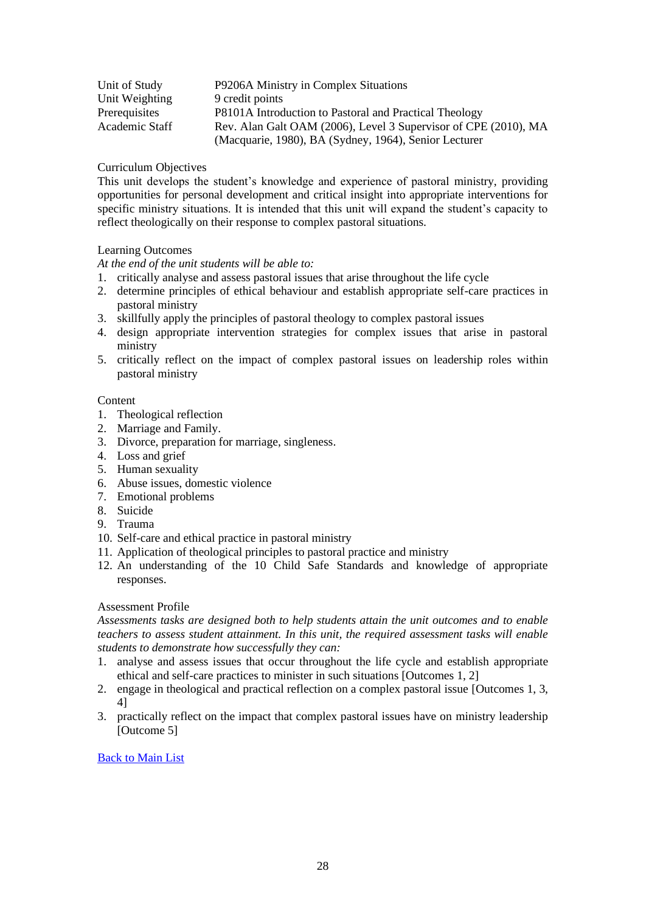| | |
|---|---|
| Unit of Study | P9206A Ministry in Complex Situations |
| Unit Weighting | 9 credit points |
| Prerequisites | P8101A Introduction to Pastoral and Practical Theology |
| Academic Staff | Rev. Alan Galt OAM (2006), Level 3 Supervisor of CPE (2010), MA (Macquarie, 1980), BA (Sydney, 1964), Senior Lecturer |

Curriculum Objectives

This unit develops the student's knowledge and experience of pastoral ministry, providing opportunities for personal development and critical insight into appropriate interventions for specific ministry situations. It is intended that this unit will expand the student's capacity to reflect theologically on their response to complex pastoral situations.

Learning Outcomes

*At the end of the unit students will be able to:*

1. critically analyse and assess pastoral issues that arise throughout the life cycle
2. determine principles of ethical behaviour and establish appropriate self-care practices in pastoral ministry
3. skillfully apply the principles of pastoral theology to complex pastoral issues
4. design appropriate intervention strategies for complex issues that arise in pastoral ministry
5. critically reflect on the impact of complex pastoral issues on leadership roles within pastoral ministry

Content

1. Theological reflection
2. Marriage and Family.
3. Divorce, preparation for marriage, singleness.
4. Loss and grief
5. Human sexuality
6. Abuse issues, domestic violence
7. Emotional problems
8. Suicide
9. Trauma
10. Self-care and ethical practice in pastoral ministry
11. Application of theological principles to pastoral practice and ministry
12. An understanding of the 10 Child Safe Standards and knowledge of appropriate responses.

Assessment Profile

*Assessments tasks are designed both to help students attain the unit outcomes and to enable teachers to assess student attainment. In this unit, the required assessment tasks will enable students to demonstrate how successfully they can:*

1. analyse and assess issues that occur throughout the life cycle and establish appropriate ethical and self-care practices to minister in such situations [Outcomes 1, 2]
2. engage in theological and practical reflection on a complex pastoral issue [Outcomes 1, 3, 4]
3. practically reflect on the impact that complex pastoral issues have on ministry leadership [Outcome 5]

Back to Main List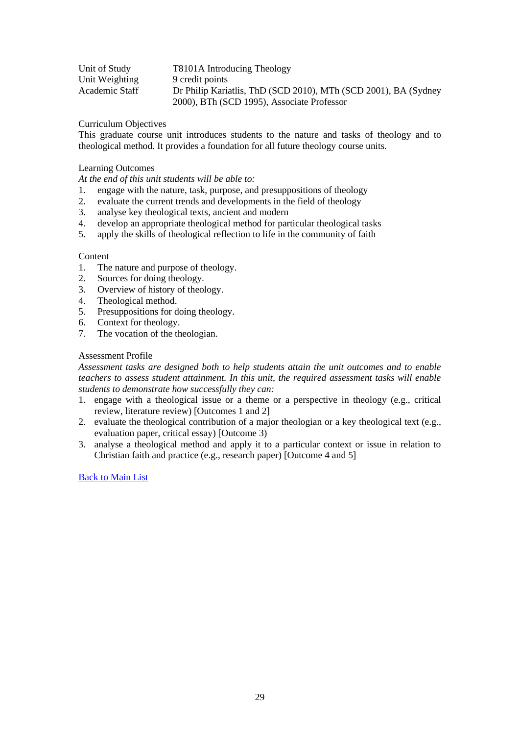| | |
|---|---|
| Unit of Study | T8101A Introducing Theology |
| Unit Weighting | 9 credit points |
| Academic Staff | Dr Philip Kariatlis, ThD (SCD 2010), MTh (SCD 2001), BA (Sydney 2000), BTh (SCD 1995), Associate Professor |

Curriculum Objectives

This graduate course unit introduces students to the nature and tasks of theology and to theological method. It provides a foundation for all future theology course units.

Learning Outcomes

*At the end of this unit students will be able to:*

1. engage with the nature, task, purpose, and presuppositions of theology
2. evaluate the current trends and developments in the field of theology
3. analyse key theological texts, ancient and modern
4. develop an appropriate theological method for particular theological tasks
5. apply the skills of theological reflection to life in the community of faith

Content

1. The nature and purpose of theology.
2. Sources for doing theology.
3. Overview of history of theology.
4. Theological method.
5. Presuppositions for doing theology.
6. Context for theology.
7. The vocation of the theologian.

Assessment Profile

*Assessment tasks are designed both to help students attain the unit outcomes and to enable teachers to assess student attainment. In this unit, the required assessment tasks will enable students to demonstrate how successfully they can:*

1. engage with a theological issue or a theme or a perspective in theology (e.g., critical review, literature review) [Outcomes 1 and 2]
2. evaluate the theological contribution of a major theologian or a key theological text (e.g., evaluation paper, critical essay) [Outcome 3)
3. analyse a theological method and apply it to a particular context or issue in relation to Christian faith and practice (e.g., research paper) [Outcome 4 and 5]

Back to Main List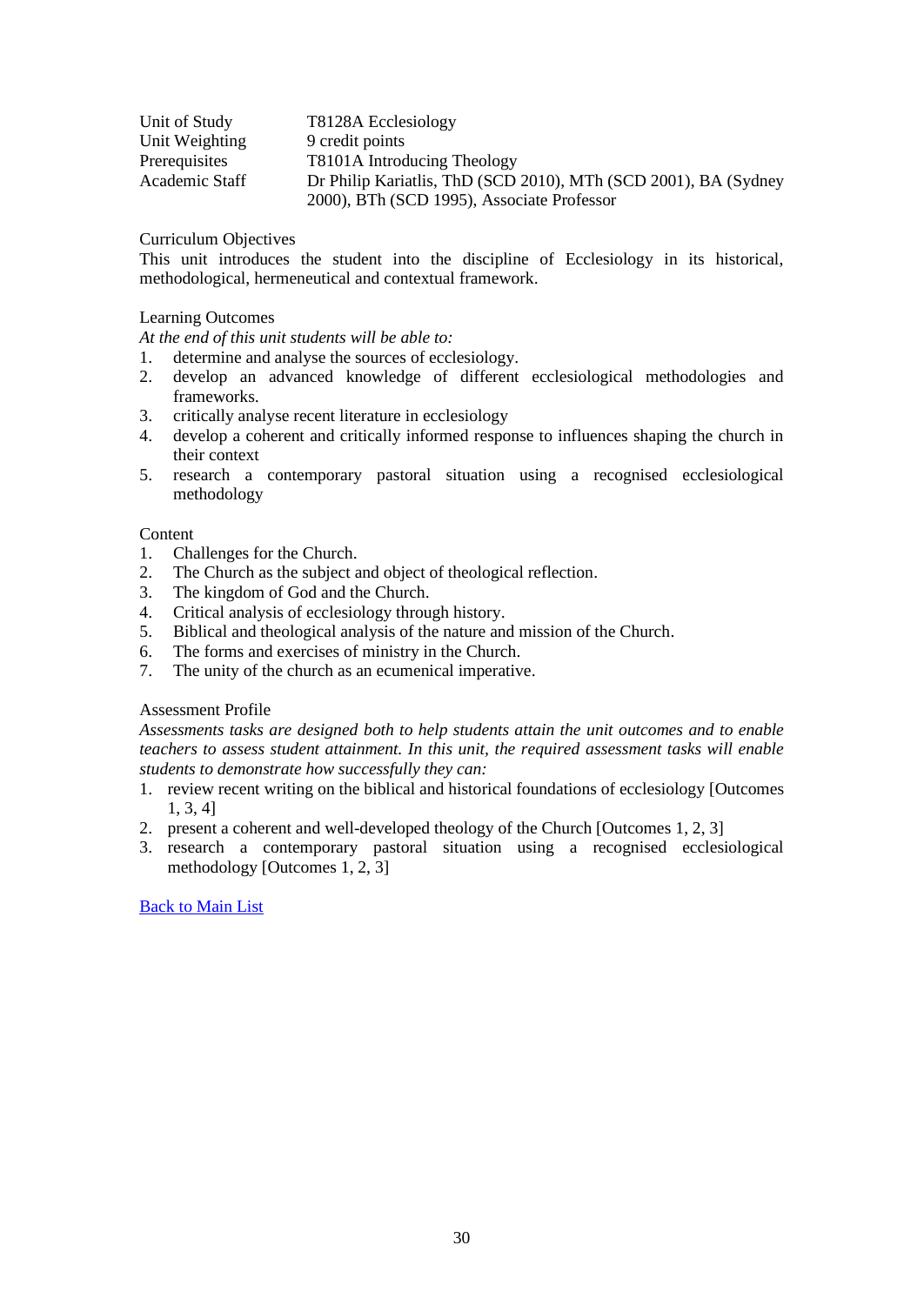| | |
|---|---|
| Unit of Study | T8128A Ecclesiology |
| Unit Weighting | 9 credit points |
| Prerequisites | T8101A Introducing Theology |
| Academic Staff | Dr Philip Kariatlis, ThD (SCD 2010), MTh (SCD 2001), BA (Sydney 2000), BTh (SCD 1995), Associate Professor |

Curriculum Objectives

This unit introduces the student into the discipline of Ecclesiology in its historical, methodological, hermeneutical and contextual framework.

Learning Outcomes

*At the end of this unit students will be able to:*

1. determine and analyse the sources of ecclesiology.
2. develop an advanced knowledge of different ecclesiological methodologies and frameworks.
3. critically analyse recent literature in ecclesiology
4. develop a coherent and critically informed response to influences shaping the church in their context
5. research a contemporary pastoral situation using a recognised ecclesiological methodology

Content

1. Challenges for the Church.
2. The Church as the subject and object of theological reflection.
3. The kingdom of God and the Church.
4. Critical analysis of ecclesiology through history.
5. Biblical and theological analysis of the nature and mission of the Church.
6. The forms and exercises of ministry in the Church.
7. The unity of the church as an ecumenical imperative.

Assessment Profile

*Assessments tasks are designed both to help students attain the unit outcomes and to enable teachers to assess student attainment. In this unit, the required assessment tasks will enable students to demonstrate how successfully they can:*

1. review recent writing on the biblical and historical foundations of ecclesiology [Outcomes 1, 3, 4]
2. present a coherent and well-developed theology of the Church [Outcomes 1, 2, 3]
3. research a contemporary pastoral situation using a recognised ecclesiological methodology [Outcomes 1, 2, 3]

Back to Main List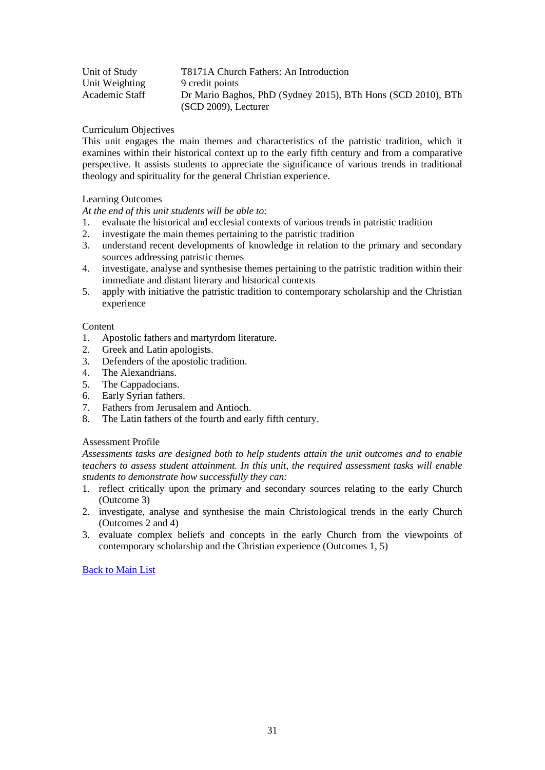| | |
|---|---|
| Unit of Study | T8171A Church Fathers: An Introduction |
| Unit Weighting | 9 credit points |
| Academic Staff | Dr Mario Baghos, PhD (Sydney 2015), BTh Hons (SCD 2010), BTh (SCD 2009), Lecturer |

Curriculum Objectives

This unit engages the main themes and characteristics of the patristic tradition, which it examines within their historical context up to the early fifth century and from a comparative perspective. It assists students to appreciate the significance of various trends in traditional theology and spirituality for the general Christian experience.

Learning Outcomes

*At the end of this unit students will be able to:*

1. evaluate the historical and ecclesial contexts of various trends in patristic tradition
2. investigate the main themes pertaining to the patristic tradition
3. understand recent developments of knowledge in relation to the primary and secondary sources addressing patristic themes
4. investigate, analyse and synthesise themes pertaining to the patristic tradition within their immediate and distant literary and historical contexts
5. apply with initiative the patristic tradition to contemporary scholarship and the Christian experience

Content

1. Apostolic fathers and martyrdom literature.
2. Greek and Latin apologists.
3. Defenders of the apostolic tradition.
4. The Alexandrians.
5. The Cappadocians.
6. Early Syrian fathers.
7. Fathers from Jerusalem and Antioch.
8. The Latin fathers of the fourth and early fifth century.

Assessment Profile

*Assessments tasks are designed both to help students attain the unit outcomes and to enable teachers to assess student attainment. In this unit, the required assessment tasks will enable students to demonstrate how successfully they can:*

1. reflect critically upon the primary and secondary sources relating to the early Church (Outcome 3)
2. investigate, analyse and synthesise the main Christological trends in the early Church (Outcomes 2 and 4)
3. evaluate complex beliefs and concepts in the early Church from the viewpoints of contemporary scholarship and the Christian experience (Outcomes 1, 5)

Back to Main List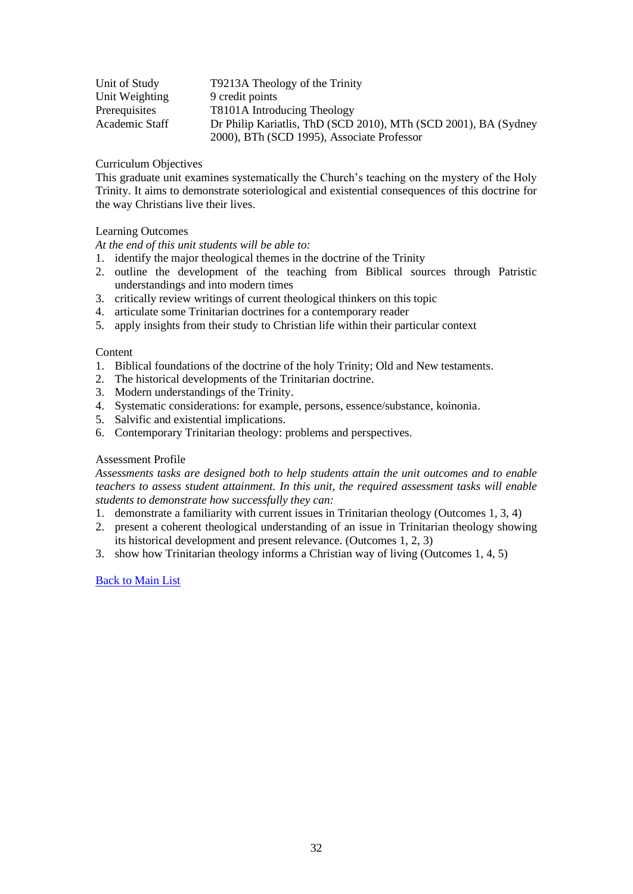| | |
|---|---|
| Unit of Study | T9213A Theology of the Trinity |
| Unit Weighting | 9 credit points |
| Prerequisites | T8101A Introducing Theology |
| Academic Staff | Dr Philip Kariatlis, ThD (SCD 2010), MTh (SCD 2001), BA (Sydney 2000), BTh (SCD 1995), Associate Professor |

Curriculum Objectives

This graduate unit examines systematically the Church's teaching on the mystery of the Holy Trinity. It aims to demonstrate soteriological and existential consequences of this doctrine for the way Christians live their lives.

Learning Outcomes

*At the end of this unit students will be able to:*

1. identify the major theological themes in the doctrine of the Trinity
2. outline the development of the teaching from Biblical sources through Patristic understandings and into modern times
3. critically review writings of current theological thinkers on this topic
4. articulate some Trinitarian doctrines for a contemporary reader
5. apply insights from their study to Christian life within their particular context

Content

1. Biblical foundations of the doctrine of the holy Trinity; Old and New testaments.
2. The historical developments of the Trinitarian doctrine.
3. Modern understandings of the Trinity.
4. Systematic considerations: for example, persons, essence/substance, koinonia.
5. Salvific and existential implications.
6. Contemporary Trinitarian theology: problems and perspectives.

Assessment Profile

*Assessments tasks are designed both to help students attain the unit outcomes and to enable teachers to assess student attainment. In this unit, the required assessment tasks will enable students to demonstrate how successfully they can:*

1. demonstrate a familiarity with current issues in Trinitarian theology (Outcomes 1, 3, 4)
2. present a coherent theological understanding of an issue in Trinitarian theology showing its historical development and present relevance. (Outcomes 1, 2, 3)
3. show how Trinitarian theology informs a Christian way of living (Outcomes 1, 4, 5)

Back to Main List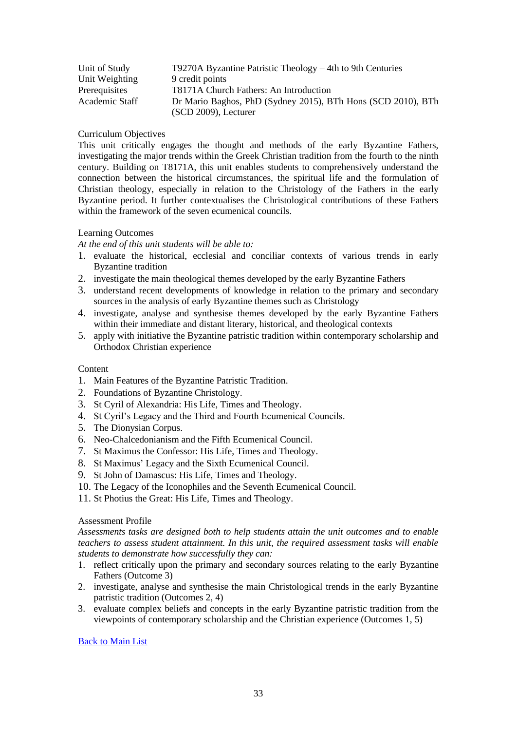| | |
|---|---|
| Unit of Study | T9270A Byzantine Patristic Theology – 4th to 9th Centuries |
| Unit Weighting | 9 credit points |
| Prerequisites | T8171A Church Fathers: An Introduction |
| Academic Staff | Dr Mario Baghos, PhD (Sydney 2015), BTh Hons (SCD 2010), BTh (SCD 2009), Lecturer |

Curriculum Objectives

This unit critically engages the thought and methods of the early Byzantine Fathers, investigating the major trends within the Greek Christian tradition from the fourth to the ninth century. Building on T8171A, this unit enables students to comprehensively understand the connection between the historical circumstances, the spiritual life and the formulation of Christian theology, especially in relation to the Christology of the Fathers in the early Byzantine period. It further contextualises the Christological contributions of these Fathers within the framework of the seven ecumenical councils.

Learning Outcomes

*At the end of this unit students will be able to:*

1. evaluate the historical, ecclesial and conciliar contexts of various trends in early Byzantine tradition
2. investigate the main theological themes developed by the early Byzantine Fathers
3. understand recent developments of knowledge in relation to the primary and secondary sources in the analysis of early Byzantine themes such as Christology
4. investigate, analyse and synthesise themes developed by the early Byzantine Fathers within their immediate and distant literary, historical, and theological contexts
5. apply with initiative the Byzantine patristic tradition within contemporary scholarship and Orthodox Christian experience

Content

1. Main Features of the Byzantine Patristic Tradition.
2. Foundations of Byzantine Christology.
3. St Cyril of Alexandria: His Life, Times and Theology.
4. St Cyril's Legacy and the Third and Fourth Ecumenical Councils.
5. The Dionysian Corpus.
6. Neo-Chalcedonianism and the Fifth Ecumenical Council.
7. St Maximus the Confessor: His Life, Times and Theology.
8. St Maximus' Legacy and the Sixth Ecumenical Council.
9. St John of Damascus: His Life, Times and Theology.
10. The Legacy of the Iconophiles and the Seventh Ecumenical Council.
11. St Photius the Great: His Life, Times and Theology.

Assessment Profile

*Assessments tasks are designed both to help students attain the unit outcomes and to enable teachers to assess student attainment. In this unit, the required assessment tasks will enable students to demonstrate how successfully they can:*

1. reflect critically upon the primary and secondary sources relating to the early Byzantine Fathers (Outcome 3)
2. investigate, analyse and synthesise the main Christological trends in the early Byzantine patristic tradition (Outcomes 2, 4)
3. evaluate complex beliefs and concepts in the early Byzantine patristic tradition from the viewpoints of contemporary scholarship and the Christian experience (Outcomes 1, 5)

[Back to Main List]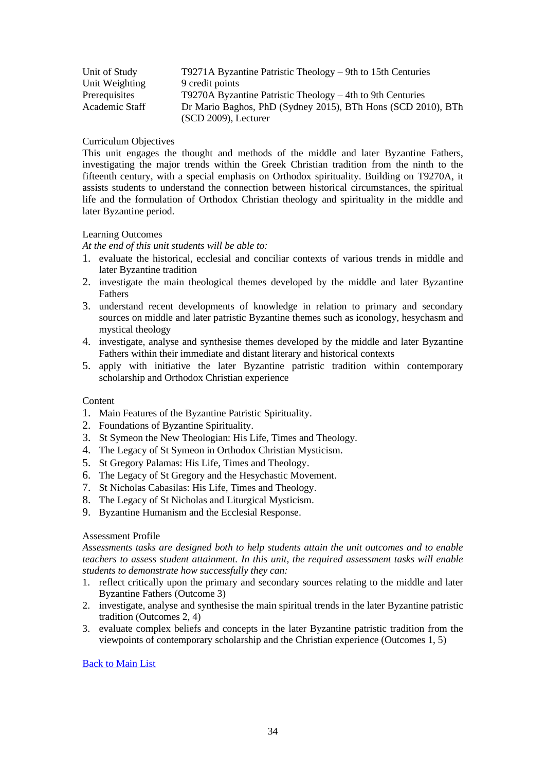| | |
|---|---|
| Unit of Study | T9271A Byzantine Patristic Theology – 9th to 15th Centuries |
| Unit Weighting | 9 credit points |
| Prerequisites | T9270A Byzantine Patristic Theology – 4th to 9th Centuries |
| Academic Staff | Dr Mario Baghos, PhD (Sydney 2015), BTh Hons (SCD 2010), BTh (SCD 2009), Lecturer |

Curriculum Objectives

This unit engages the thought and methods of the middle and later Byzantine Fathers, investigating the major trends within the Greek Christian tradition from the ninth to the fifteenth century, with a special emphasis on Orthodox spirituality. Building on T9270A, it assists students to understand the connection between historical circumstances, the spiritual life and the formulation of Orthodox Christian theology and spirituality in the middle and later Byzantine period.

Learning Outcomes

*At the end of this unit students will be able to:*

1. evaluate the historical, ecclesial and conciliar contexts of various trends in middle and later Byzantine tradition
2. investigate the main theological themes developed by the middle and later Byzantine Fathers
3. understand recent developments of knowledge in relation to primary and secondary sources on middle and later patristic Byzantine themes such as iconology, hesychasm and mystical theology
4. investigate, analyse and synthesise themes developed by the middle and later Byzantine Fathers within their immediate and distant literary and historical contexts
5. apply with initiative the later Byzantine patristic tradition within contemporary scholarship and Orthodox Christian experience

Content

1. Main Features of the Byzantine Patristic Spirituality.
2. Foundations of Byzantine Spirituality.
3. St Symeon the New Theologian: His Life, Times and Theology.
4. The Legacy of St Symeon in Orthodox Christian Mysticism.
5. St Gregory Palamas: His Life, Times and Theology.
6. The Legacy of St Gregory and the Hesychastic Movement.
7. St Nicholas Cabasilas: His Life, Times and Theology.
8. The Legacy of St Nicholas and Liturgical Mysticism.
9. Byzantine Humanism and the Ecclesial Response.

Assessment Profile

*Assessments tasks are designed both to help students attain the unit outcomes and to enable teachers to assess student attainment. In this unit, the required assessment tasks will enable students to demonstrate how successfully they can:*

1. reflect critically upon the primary and secondary sources relating to the middle and later Byzantine Fathers (Outcome 3)
2. investigate, analyse and synthesise the main spiritual trends in the later Byzantine patristic tradition (Outcomes 2, 4)
3. evaluate complex beliefs and concepts in the later Byzantine patristic tradition from the viewpoints of contemporary scholarship and the Christian experience (Outcomes 1, 5)

Back to Main List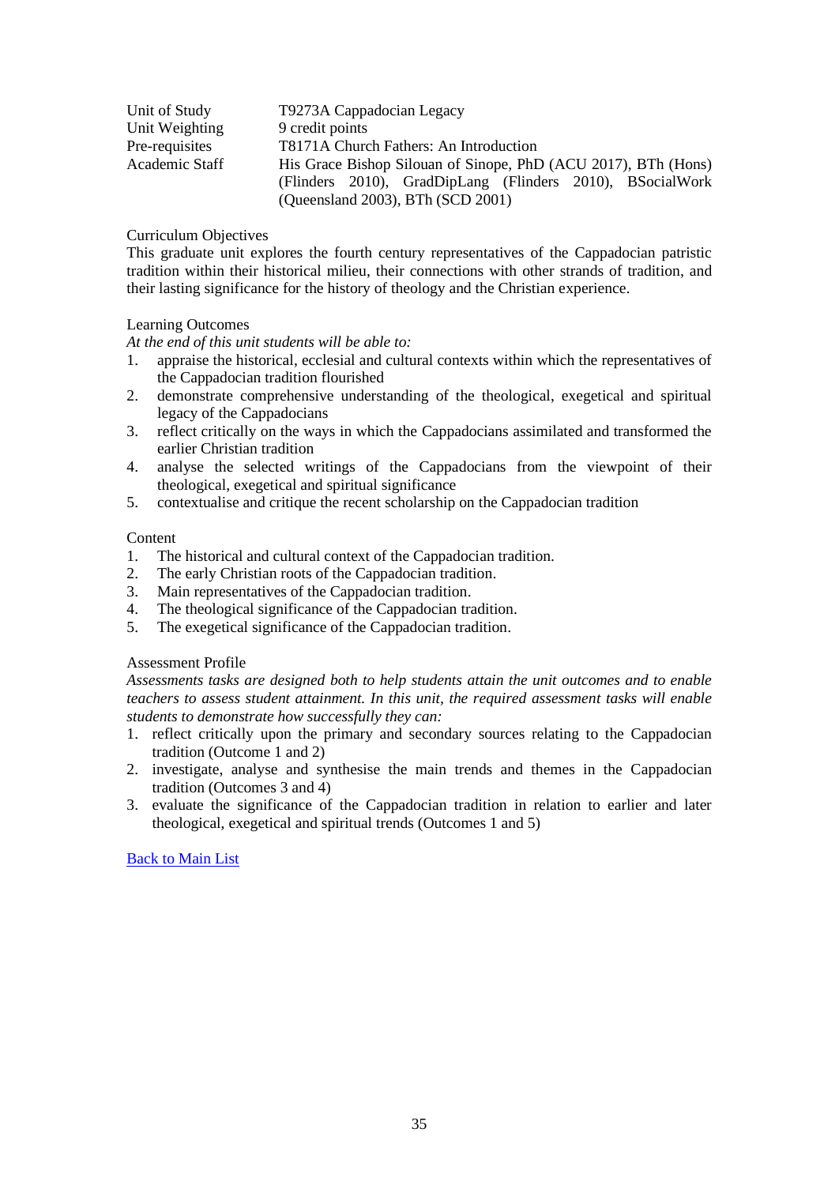| | |
|---|---|
| Unit of Study | T9273A Cappadocian Legacy |
| Unit Weighting | 9 credit points |
| Pre-requisites | T8171A Church Fathers: An Introduction |
| Academic Staff | His Grace Bishop Silouan of Sinope, PhD (ACU 2017), BTh (Hons) (Flinders 2010), GradDipLang (Flinders 2010), BSocialWork (Queensland 2003), BTh (SCD 2001) |

Curriculum Objectives

This graduate unit explores the fourth century representatives of the Cappadocian patristic tradition within their historical milieu, their connections with other strands of tradition, and their lasting significance for the history of theology and the Christian experience.

Learning Outcomes

*At the end of this unit students will be able to:*

1. appraise the historical, ecclesial and cultural contexts within which the representatives of the Cappadocian tradition flourished
2. demonstrate comprehensive understanding of the theological, exegetical and spiritual legacy of the Cappadocians
3. reflect critically on the ways in which the Cappadocians assimilated and transformed the earlier Christian tradition
4. analyse the selected writings of the Cappadocians from the viewpoint of their theological, exegetical and spiritual significance
5. contextualise and critique the recent scholarship on the Cappadocian tradition

Content

1. The historical and cultural context of the Cappadocian tradition.
2. The early Christian roots of the Cappadocian tradition.
3. Main representatives of the Cappadocian tradition.
4. The theological significance of the Cappadocian tradition.
5. The exegetical significance of the Cappadocian tradition.

Assessment Profile

*Assessments tasks are designed both to help students attain the unit outcomes and to enable teachers to assess student attainment. In this unit, the required assessment tasks will enable students to demonstrate how successfully they can:*

1. reflect critically upon the primary and secondary sources relating to the Cappadocian tradition (Outcome 1 and 2)
2. investigate, analyse and synthesise the main trends and themes in the Cappadocian tradition (Outcomes 3 and 4)
3. evaluate the significance of the Cappadocian tradition in relation to earlier and later theological, exegetical and spiritual trends (Outcomes 1 and 5)

Back to Main List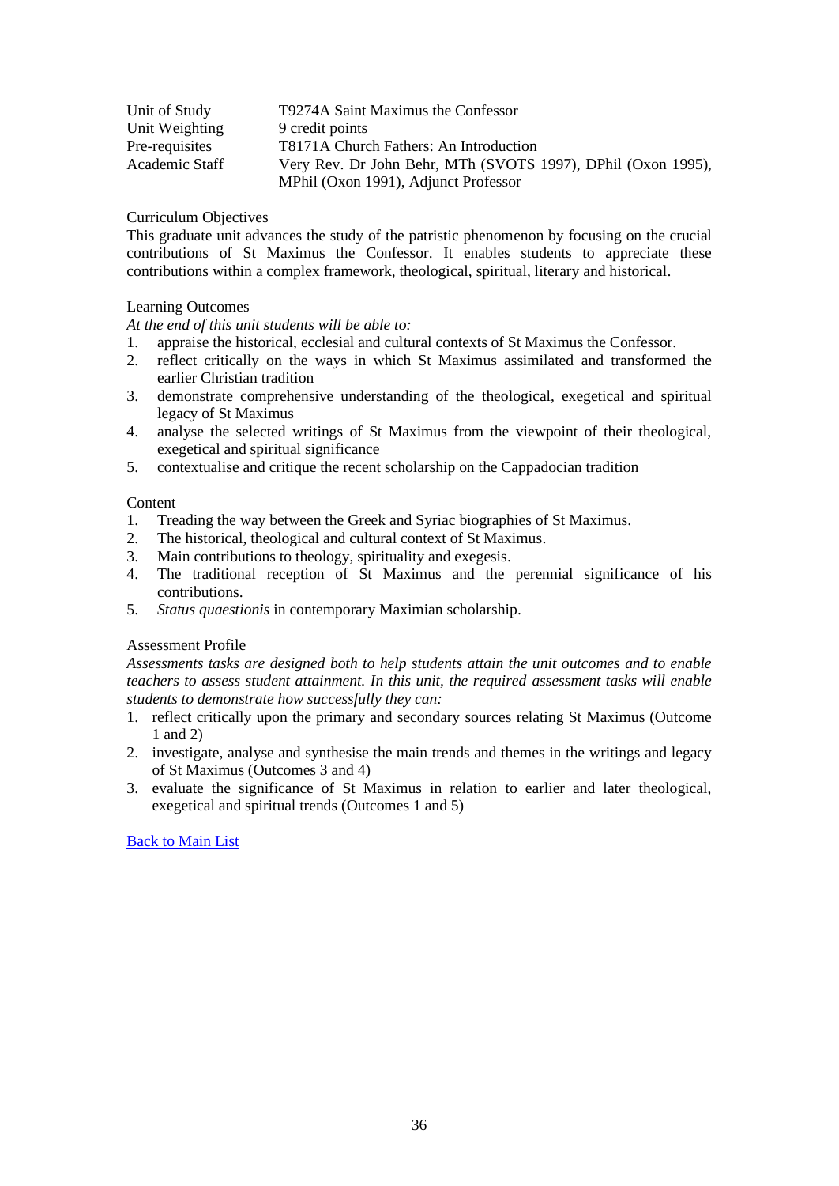| | |
|---|---|
| Unit of Study | T9274A Saint Maximus the Confessor |
| Unit Weighting | 9 credit points |
| Pre-requisites | T8171A Church Fathers: An Introduction |
| Academic Staff | Very Rev. Dr John Behr, MTh (SVOTS 1997), DPhil (Oxon 1995), MPhil (Oxon 1991), Adjunct Professor |

Curriculum Objectives

This graduate unit advances the study of the patristic phenomenon by focusing on the crucial contributions of St Maximus the Confessor. It enables students to appreciate these contributions within a complex framework, theological, spiritual, literary and historical.

Learning Outcomes

*At the end of this unit students will be able to:*

1. appraise the historical, ecclesial and cultural contexts of St Maximus the Confessor.
2. reflect critically on the ways in which St Maximus assimilated and transformed the earlier Christian tradition
3. demonstrate comprehensive understanding of the theological, exegetical and spiritual legacy of St Maximus
4. analyse the selected writings of St Maximus from the viewpoint of their theological, exegetical and spiritual significance
5. contextualise and critique the recent scholarship on the Cappadocian tradition

Content

1. Treading the way between the Greek and Syriac biographies of St Maximus.
2. The historical, theological and cultural context of St Maximus.
3. Main contributions to theology, spirituality and exegesis.
4. The traditional reception of St Maximus and the perennial significance of his contributions.
5. *Status quaestionis* in contemporary Maximian scholarship.

Assessment Profile

*Assessments tasks are designed both to help students attain the unit outcomes and to enable teachers to assess student attainment. In this unit, the required assessment tasks will enable students to demonstrate how successfully they can:*

1. reflect critically upon the primary and secondary sources relating St Maximus (Outcome 1 and 2)
2. investigate, analyse and synthesise the main trends and themes in the writings and legacy of St Maximus (Outcomes 3 and 4)
3. evaluate the significance of St Maximus in relation to earlier and later theological, exegetical and spiritual trends (Outcomes 1 and 5)

Back to Main List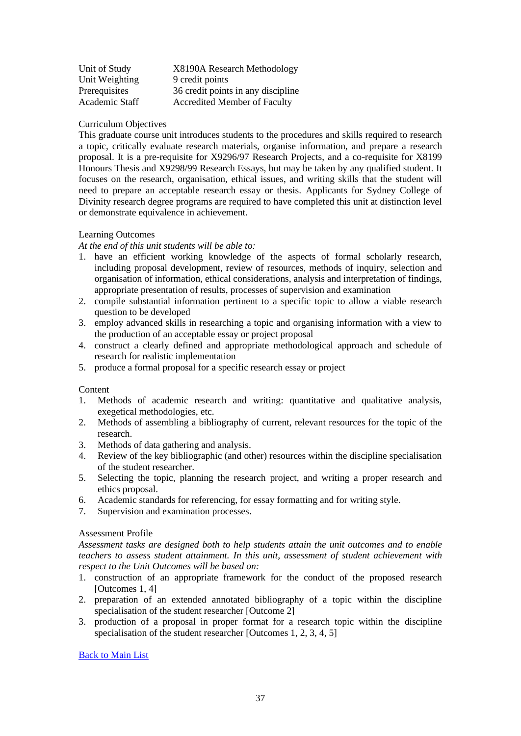| Unit of Study | X8190A Research Methodology |
|---|---|
| Unit Weighting | 9 credit points |
| Prerequisites | 36 credit points in any discipline |
| Academic Staff | Accredited Member of Faculty |

Curriculum Objectives

This graduate course unit introduces students to the procedures and skills required to research a topic, critically evaluate research materials, organise information, and prepare a research proposal. It is a pre-requisite for X9296/97 Research Projects, and a co-requisite for X8199 Honours Thesis and X9298/99 Research Essays, but may be taken by any qualified student. It focuses on the research, organisation, ethical issues, and writing skills that the student will need to prepare an acceptable research essay or thesis. Applicants for Sydney College of Divinity research degree programs are required to have completed this unit at distinction level or demonstrate equivalence in achievement.

Learning Outcomes

*At the end of this unit students will be able to:*

1. have an efficient working knowledge of the aspects of formal scholarly research, including proposal development, review of resources, methods of inquiry, selection and organisation of information, ethical considerations, analysis and interpretation of findings, appropriate presentation of results, processes of supervision and examination
2. compile substantial information pertinent to a specific topic to allow a viable research question to be developed
3. employ advanced skills in researching a topic and organising information with a view to the production of an acceptable essay or project proposal
4. construct a clearly defined and appropriate methodological approach and schedule of research for realistic implementation
5. produce a formal proposal for a specific research essay or project

Content

1. Methods of academic research and writing: quantitative and qualitative analysis, exegetical methodologies, etc.
2. Methods of assembling a bibliography of current, relevant resources for the topic of the research.
3. Methods of data gathering and analysis.
4. Review of the key bibliographic (and other) resources within the discipline specialisation of the student researcher.
5. Selecting the topic, planning the research project, and writing a proper research and ethics proposal.
6. Academic standards for referencing, for essay formatting and for writing style.
7. Supervision and examination processes.

Assessment Profile

*Assessment tasks are designed both to help students attain the unit outcomes and to enable teachers to assess student attainment. In this unit, assessment of student achievement with respect to the Unit Outcomes will be based on:*

1. construction of an appropriate framework for the conduct of the proposed research [Outcomes 1, 4]
2. preparation of an extended annotated bibliography of a topic within the discipline specialisation of the student researcher [Outcome 2]
3. production of a proposal in proper format for a research topic within the discipline specialisation of the student researcher [Outcomes 1, 2, 3, 4, 5]

Back to Main List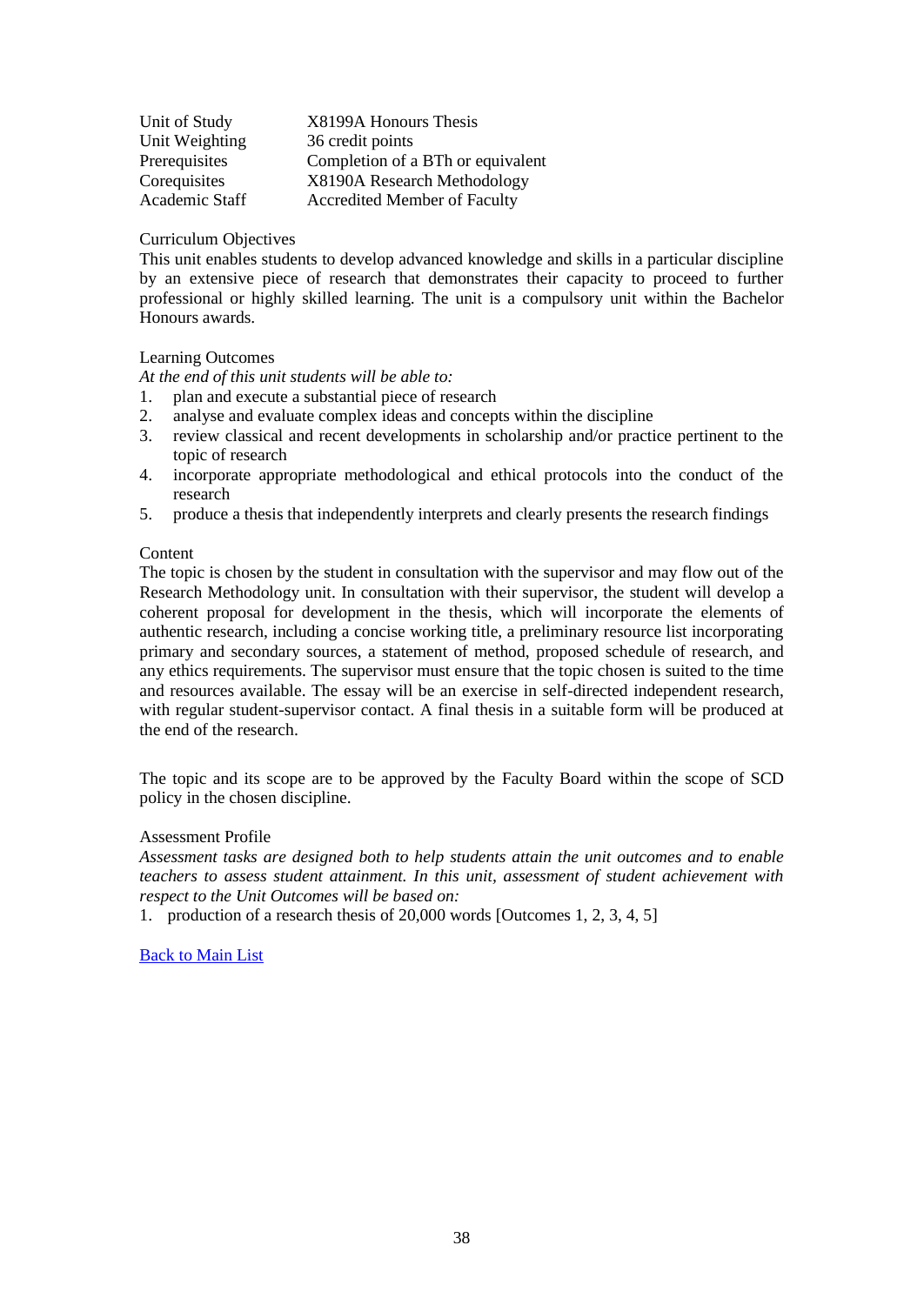| | |
|---|---|
| Unit of Study | X8199A Honours Thesis |
| Unit Weighting | 36 credit points |
| Prerequisites | Completion of a BTh or equivalent |
| Corequisites | X8190A Research Methodology |
| Academic Staff | Accredited Member of Faculty |

Curriculum Objectives

This unit enables students to develop advanced knowledge and skills in a particular discipline by an extensive piece of research that demonstrates their capacity to proceed to further professional or highly skilled learning. The unit is a compulsory unit within the Bachelor Honours awards.

Learning Outcomes

*At the end of this unit students will be able to:*

1. plan and execute a substantial piece of research
2. analyse and evaluate complex ideas and concepts within the discipline
3. review classical and recent developments in scholarship and/or practice pertinent to the topic of research
4. incorporate appropriate methodological and ethical protocols into the conduct of the research
5. produce a thesis that independently interprets and clearly presents the research findings

Content

The topic is chosen by the student in consultation with the supervisor and may flow out of the Research Methodology unit. In consultation with their supervisor, the student will develop a coherent proposal for development in the thesis, which will incorporate the elements of authentic research, including a concise working title, a preliminary resource list incorporating primary and secondary sources, a statement of method, proposed schedule of research, and any ethics requirements. The supervisor must ensure that the topic chosen is suited to the time and resources available. The essay will be an exercise in self-directed independent research, with regular student-supervisor contact. A final thesis in a suitable form will be produced at the end of the research.

The topic and its scope are to be approved by the Faculty Board within the scope of SCD policy in the chosen discipline.

Assessment Profile

*Assessment tasks are designed both to help students attain the unit outcomes and to enable teachers to assess student attainment. In this unit, assessment of student achievement with respect to the Unit Outcomes will be based on:*

1. production of a research thesis of 20,000 words [Outcomes 1, 2, 3, 4, 5]

Back to Main List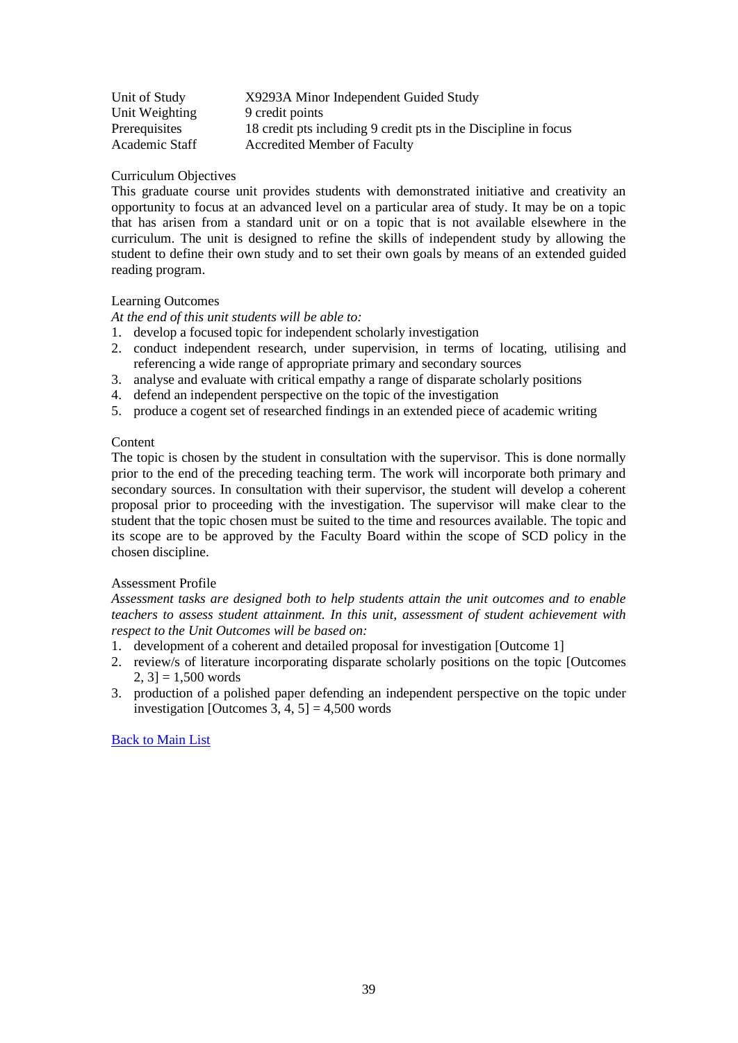| | |
|---|---|
| Unit of Study | X9293A Minor Independent Guided Study |
| Unit Weighting | 9 credit points |
| Prerequisites | 18 credit pts including 9 credit pts in the Discipline in focus |
| Academic Staff | Accredited Member of Faculty |

Curriculum Objectives

This graduate course unit provides students with demonstrated initiative and creativity an opportunity to focus at an advanced level on a particular area of study. It may be on a topic that has arisen from a standard unit or on a topic that is not available elsewhere in the curriculum. The unit is designed to refine the skills of independent study by allowing the student to define their own study and to set their own goals by means of an extended guided reading program.

Learning Outcomes

*At the end of this unit students will be able to:*

1. develop a focused topic for independent scholarly investigation
2. conduct independent research, under supervision, in terms of locating, utilising and referencing a wide range of appropriate primary and secondary sources
3. analyse and evaluate with critical empathy a range of disparate scholarly positions
4. defend an independent perspective on the topic of the investigation
5. produce a cogent set of researched findings in an extended piece of academic writing

Content

The topic is chosen by the student in consultation with the supervisor. This is done normally prior to the end of the preceding teaching term. The work will incorporate both primary and secondary sources. In consultation with their supervisor, the student will develop a coherent proposal prior to proceeding with the investigation. The supervisor will make clear to the student that the topic chosen must be suited to the time and resources available. The topic and its scope are to be approved by the Faculty Board within the scope of SCD policy in the chosen discipline.

Assessment Profile

*Assessment tasks are designed both to help students attain the unit outcomes and to enable teachers to assess student attainment. In this unit, assessment of student achievement with respect to the Unit Outcomes will be based on:*

1. development of a coherent and detailed proposal for investigation [Outcome 1]
2. review/s of literature incorporating disparate scholarly positions on the topic [Outcomes 2, 3] = 1,500 words
3. production of a polished paper defending an independent perspective on the topic under investigation [Outcomes 3, 4, 5] = 4,500 words

Back to Main List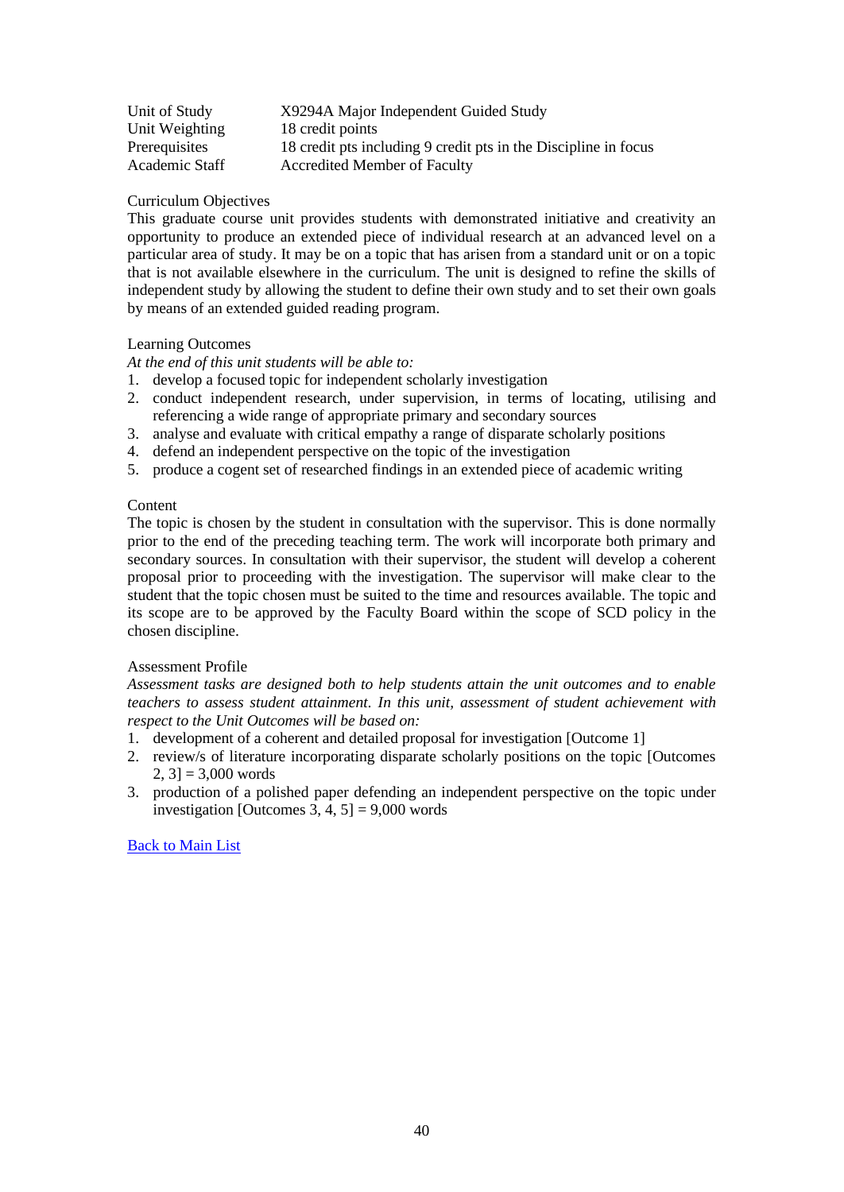| | |
|---|---|
| Unit of Study | X9294A Major Independent Guided Study |
| Unit Weighting | 18 credit points |
| Prerequisites | 18 credit pts including 9 credit pts in the Discipline in focus |
| Academic Staff | Accredited Member of Faculty |

Curriculum Objectives

This graduate course unit provides students with demonstrated initiative and creativity an opportunity to produce an extended piece of individual research at an advanced level on a particular area of study. It may be on a topic that has arisen from a standard unit or on a topic that is not available elsewhere in the curriculum. The unit is designed to refine the skills of independent study by allowing the student to define their own study and to set their own goals by means of an extended guided reading program.

Learning Outcomes

*At the end of this unit students will be able to:*

1. develop a focused topic for independent scholarly investigation
2. conduct independent research, under supervision, in terms of locating, utilising and referencing a wide range of appropriate primary and secondary sources
3. analyse and evaluate with critical empathy a range of disparate scholarly positions
4. defend an independent perspective on the topic of the investigation
5. produce a cogent set of researched findings in an extended piece of academic writing

Content

The topic is chosen by the student in consultation with the supervisor. This is done normally prior to the end of the preceding teaching term. The work will incorporate both primary and secondary sources. In consultation with their supervisor, the student will develop a coherent proposal prior to proceeding with the investigation. The supervisor will make clear to the student that the topic chosen must be suited to the time and resources available. The topic and its scope are to be approved by the Faculty Board within the scope of SCD policy in the chosen discipline.

Assessment Profile

*Assessment tasks are designed both to help students attain the unit outcomes and to enable teachers to assess student attainment. In this unit, assessment of student achievement with respect to the Unit Outcomes will be based on:*

1. development of a coherent and detailed proposal for investigation [Outcome 1]
2. review/s of literature incorporating disparate scholarly positions on the topic [Outcomes 2, 3] = 3,000 words
3. production of a polished paper defending an independent perspective on the topic under investigation [Outcomes 3, 4, 5] = 9,000 words

Back to Main List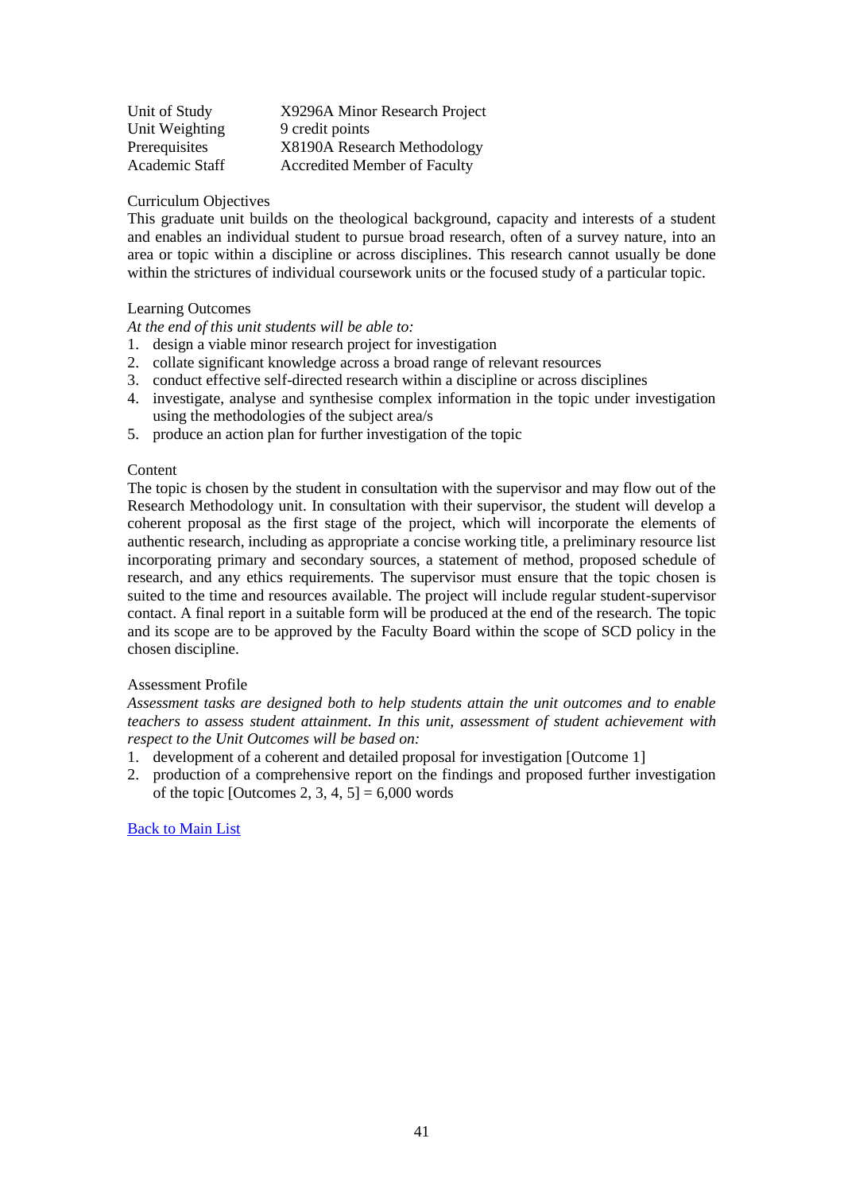| | |
|---|---|
| Unit of Study | X9296A Minor Research Project |
| Unit Weighting | 9 credit points |
| Prerequisites | X8190A Research Methodology |
| Academic Staff | Accredited Member of Faculty |

Curriculum Objectives

This graduate unit builds on the theological background, capacity and interests of a student and enables an individual student to pursue broad research, often of a survey nature, into an area or topic within a discipline or across disciplines. This research cannot usually be done within the strictures of individual coursework units or the focused study of a particular topic.

Learning Outcomes

*At the end of this unit students will be able to:*

1. design a viable minor research project for investigation
2. collate significant knowledge across a broad range of relevant resources
3. conduct effective self-directed research within a discipline or across disciplines
4. investigate, analyse and synthesise complex information in the topic under investigation using the methodologies of the subject area/s
5. produce an action plan for further investigation of the topic

Content

The topic is chosen by the student in consultation with the supervisor and may flow out of the Research Methodology unit. In consultation with their supervisor, the student will develop a coherent proposal as the first stage of the project, which will incorporate the elements of authentic research, including as appropriate a concise working title, a preliminary resource list incorporating primary and secondary sources, a statement of method, proposed schedule of research, and any ethics requirements. The supervisor must ensure that the topic chosen is suited to the time and resources available. The project will include regular student-supervisor contact. A final report in a suitable form will be produced at the end of the research. The topic and its scope are to be approved by the Faculty Board within the scope of SCD policy in the chosen discipline.

Assessment Profile

*Assessment tasks are designed both to help students attain the unit outcomes and to enable teachers to assess student attainment. In this unit, assessment of student achievement with respect to the Unit Outcomes will be based on:*

1. development of a coherent and detailed proposal for investigation [Outcome 1]
2. production of a comprehensive report on the findings and proposed further investigation of the topic [Outcomes 2, 3, 4, 5] = 6,000 words

Back to Main List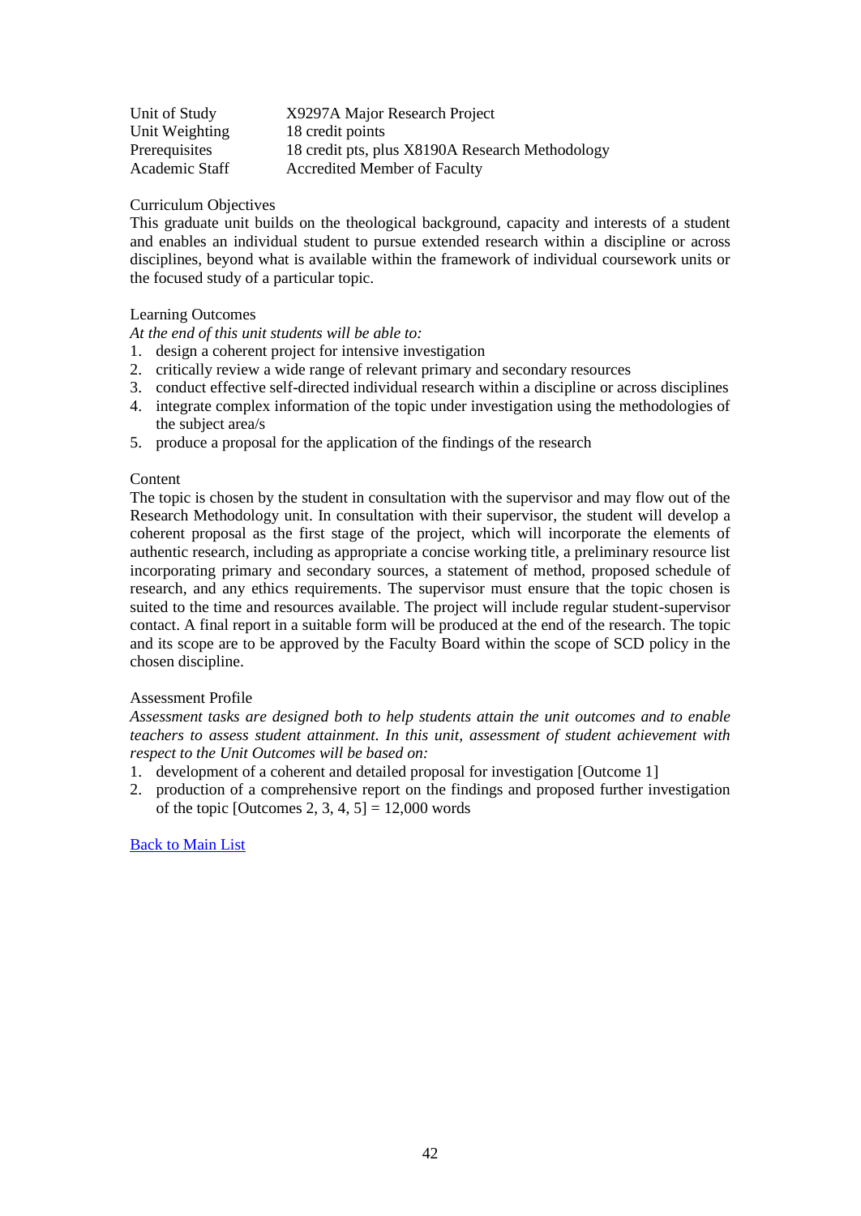| | |
|---|---|
| Unit of Study | X9297A Major Research Project |
| Unit Weighting | 18 credit points |
| Prerequisites | 18 credit pts, plus X8190A Research Methodology |
| Academic Staff | Accredited Member of Faculty |

Curriculum Objectives

This graduate unit builds on the theological background, capacity and interests of a student and enables an individual student to pursue extended research within a discipline or across disciplines, beyond what is available within the framework of individual coursework units or the focused study of a particular topic.

Learning Outcomes

*At the end of this unit students will be able to:*

1. design a coherent project for intensive investigation
2. critically review a wide range of relevant primary and secondary resources
3. conduct effective self-directed individual research within a discipline or across disciplines
4. integrate complex information of the topic under investigation using the methodologies of the subject area/s
5. produce a proposal for the application of the findings of the research

Content

The topic is chosen by the student in consultation with the supervisor and may flow out of the Research Methodology unit. In consultation with their supervisor, the student will develop a coherent proposal as the first stage of the project, which will incorporate the elements of authentic research, including as appropriate a concise working title, a preliminary resource list incorporating primary and secondary sources, a statement of method, proposed schedule of research, and any ethics requirements. The supervisor must ensure that the topic chosen is suited to the time and resources available. The project will include regular student-supervisor contact. A final report in a suitable form will be produced at the end of the research. The topic and its scope are to be approved by the Faculty Board within the scope of SCD policy in the chosen discipline.

Assessment Profile

*Assessment tasks are designed both to help students attain the unit outcomes and to enable teachers to assess student attainment. In this unit, assessment of student achievement with respect to the Unit Outcomes will be based on:*

1. development of a coherent and detailed proposal for investigation [Outcome 1]
2. production of a comprehensive report on the findings and proposed further investigation of the topic [Outcomes 2, 3, 4, 5] = 12,000 words

Back to Main List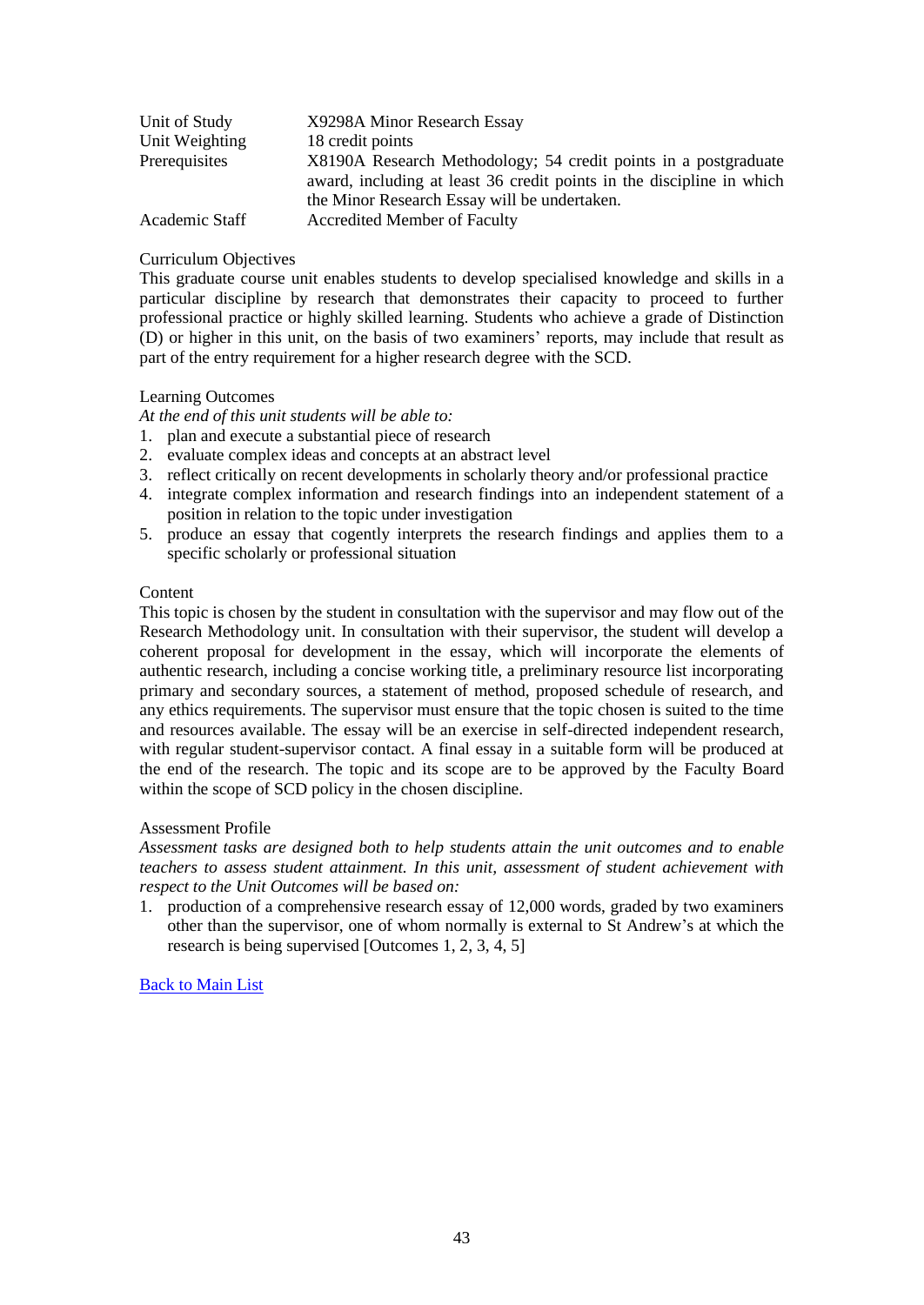| | |
|---|---|
| Unit of Study | X9298A Minor Research Essay |
| Unit Weighting | 18 credit points |
| Prerequisites | X8190A Research Methodology; 54 credit points in a postgraduate award, including at least 36 credit points in the discipline in which the Minor Research Essay will be undertaken. |
| Academic Staff | Accredited Member of Faculty |

Curriculum Objectives

This graduate course unit enables students to develop specialised knowledge and skills in a particular discipline by research that demonstrates their capacity to proceed to further professional practice or highly skilled learning. Students who achieve a grade of Distinction (D) or higher in this unit, on the basis of two examiners' reports, may include that result as part of the entry requirement for a higher research degree with the SCD.

Learning Outcomes

*At the end of this unit students will be able to:*

1. plan and execute a substantial piece of research
2. evaluate complex ideas and concepts at an abstract level
3. reflect critically on recent developments in scholarly theory and/or professional practice
4. integrate complex information and research findings into an independent statement of a position in relation to the topic under investigation
5. produce an essay that cogently interprets the research findings and applies them to a specific scholarly or professional situation

Content

This topic is chosen by the student in consultation with the supervisor and may flow out of the Research Methodology unit. In consultation with their supervisor, the student will develop a coherent proposal for development in the essay, which will incorporate the elements of authentic research, including a concise working title, a preliminary resource list incorporating primary and secondary sources, a statement of method, proposed schedule of research, and any ethics requirements. The supervisor must ensure that the topic chosen is suited to the time and resources available. The essay will be an exercise in self-directed independent research, with regular student-supervisor contact. A final essay in a suitable form will be produced at the end of the research. The topic and its scope are to be approved by the Faculty Board within the scope of SCD policy in the chosen discipline.

Assessment Profile

*Assessment tasks are designed both to help students attain the unit outcomes and to enable teachers to assess student attainment. In this unit, assessment of student achievement with respect to the Unit Outcomes will be based on:*

1. production of a comprehensive research essay of 12,000 words, graded by two examiners other than the supervisor, one of whom normally is external to St Andrew's at which the research is being supervised [Outcomes 1, 2, 3, 4, 5]

Back to Main List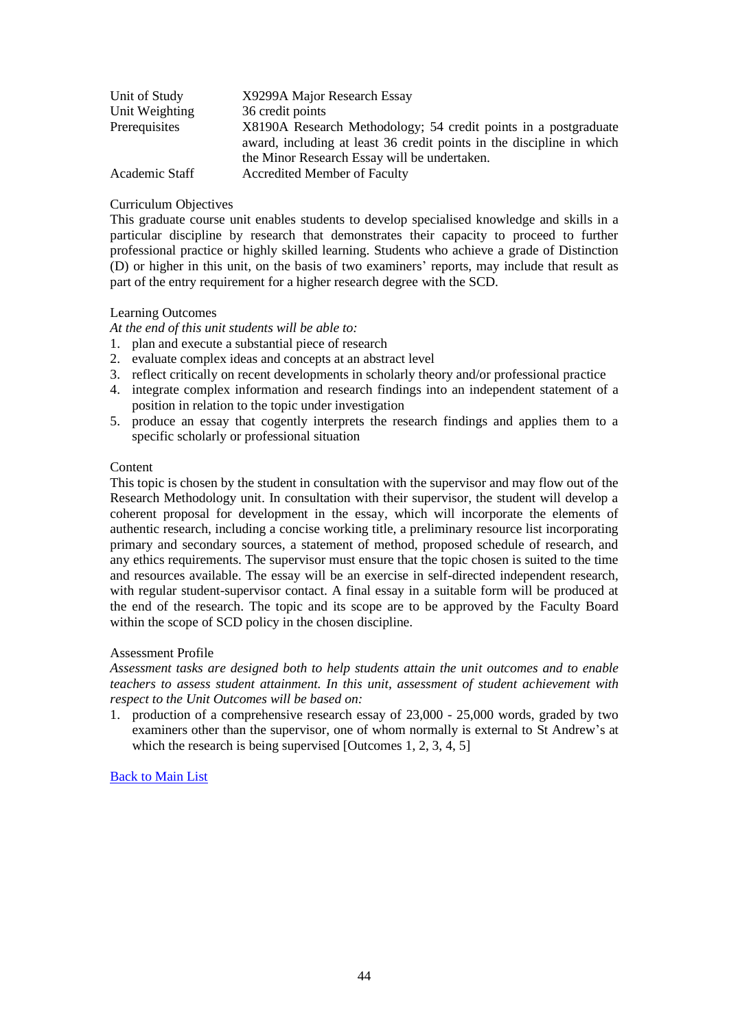| | |
|---|---|
| Unit of Study | X9299A Major Research Essay |
| Unit Weighting | 36 credit points |
| Prerequisites | X8190A Research Methodology; 54 credit points in a postgraduate award, including at least 36 credit points in the discipline in which the Minor Research Essay will be undertaken. |
| Academic Staff | Accredited Member of Faculty |

Curriculum Objectives

This graduate course unit enables students to develop specialised knowledge and skills in a particular discipline by research that demonstrates their capacity to proceed to further professional practice or highly skilled learning. Students who achieve a grade of Distinction (D) or higher in this unit, on the basis of two examiners' reports, may include that result as part of the entry requirement for a higher research degree with the SCD.

Learning Outcomes

*At the end of this unit students will be able to:*

1. plan and execute a substantial piece of research
2. evaluate complex ideas and concepts at an abstract level
3. reflect critically on recent developments in scholarly theory and/or professional practice
4. integrate complex information and research findings into an independent statement of a position in relation to the topic under investigation
5. produce an essay that cogently interprets the research findings and applies them to a specific scholarly or professional situation

Content

This topic is chosen by the student in consultation with the supervisor and may flow out of the Research Methodology unit. In consultation with their supervisor, the student will develop a coherent proposal for development in the essay, which will incorporate the elements of authentic research, including a concise working title, a preliminary resource list incorporating primary and secondary sources, a statement of method, proposed schedule of research, and any ethics requirements. The supervisor must ensure that the topic chosen is suited to the time and resources available. The essay will be an exercise in self-directed independent research, with regular student-supervisor contact. A final essay in a suitable form will be produced at the end of the research. The topic and its scope are to be approved by the Faculty Board within the scope of SCD policy in the chosen discipline.

Assessment Profile

*Assessment tasks are designed both to help students attain the unit outcomes and to enable teachers to assess student attainment. In this unit, assessment of student achievement with respect to the Unit Outcomes will be based on:*

1. production of a comprehensive research essay of 23,000 - 25,000 words, graded by two examiners other than the supervisor, one of whom normally is external to St Andrew's at which the research is being supervised [Outcomes 1, 2, 3, 4, 5]

Back to Main List